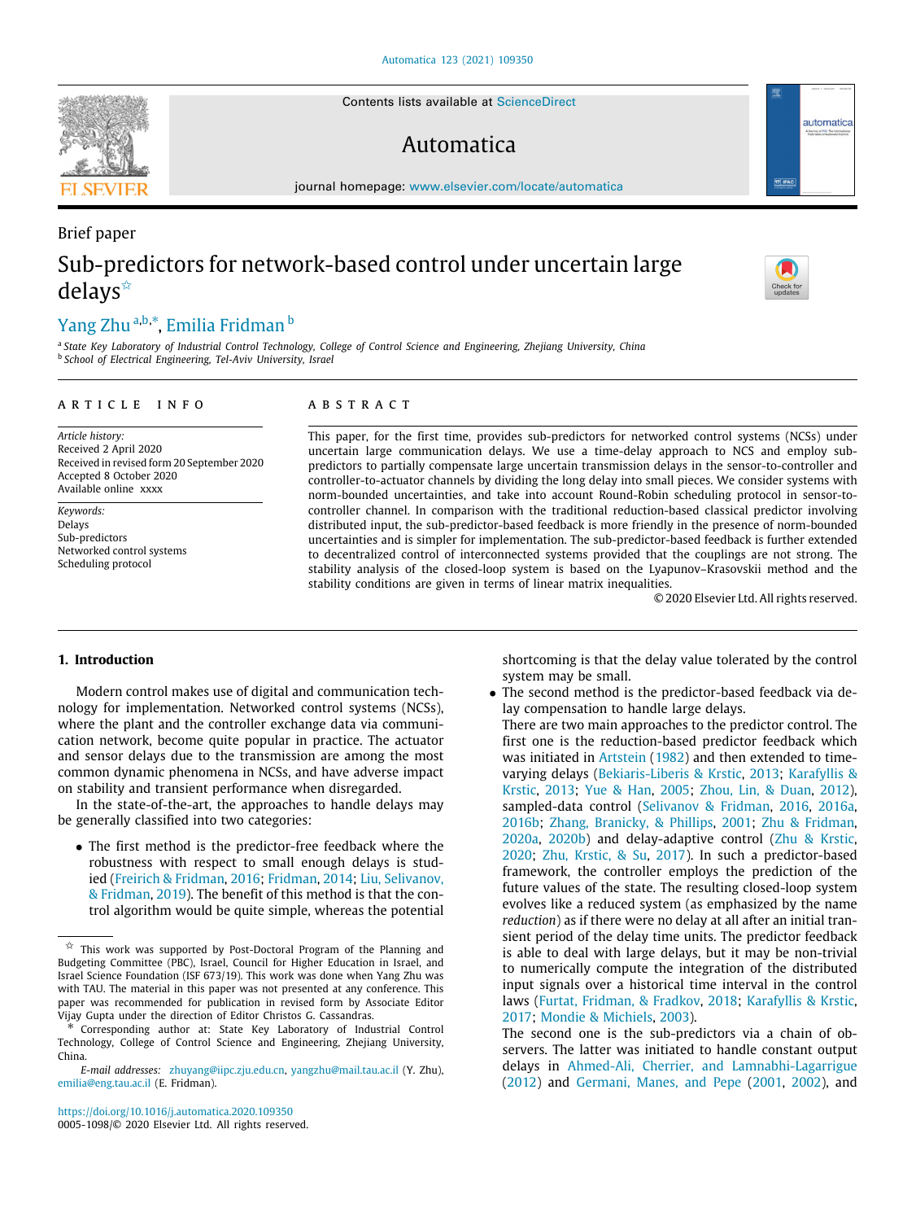Brief paper

# Sub-predictors for network-based control under uncertain large delays☆

Yang Zhu [a,b,*], Emilia Fridman [b]

[a] State Key Laboratory of Industrial Control Technology, College of Control Science and Engineering, Zhejiang University, China

[b] School of Electrical Engineering, Tel-Aviv University, Israel

## ARTICLE INFO

*Article history:*
Received 2 April 2020
Received in revised form 20 September 2020
Accepted 8 October 2020
Available online xxxx

*Keywords:*
Delays
Sub-predictors
Networked control systems
Scheduling protocol

## ABSTRACT

This paper, for the first time, provides sub-predictors for networked control systems (NCSs) under uncertain large communication delays. We use a time-delay approach to NCS and employ sub-predictors to partially compensate large uncertain transmission delays in the sensor-to-controller and controller-to-actuator channels by dividing the long delay into small pieces. We consider systems with norm-bounded uncertainties, and take into account Round-Robin scheduling protocol in sensor-to-controller channel. In comparison with the traditional reduction-based classical predictor involving distributed input, the sub-predictor-based feedback is more friendly in the presence of norm-bounded uncertainties and is simpler for implementation. The sub-predictor-based feedback is further extended to decentralized control of interconnected systems provided that the couplings are not strong. The stability analysis of the closed-loop system is based on the Lyapunov–Krasovskii method and the stability conditions are given in terms of linear matrix inequalities.

© 2020 Elsevier Ltd. All rights reserved.

## 1. Introduction

Modern control makes use of digital and communication technology for implementation. Networked control systems (NCSs), where the plant and the controller exchange data via communication network, become quite popular in practice. The actuator and sensor delays due to the transmission are among the most common dynamic phenomena in NCSs, and have adverse impact on stability and transient performance when disregarded.

In the state-of-the-art, the approaches to handle delays may be generally classified into two categories:

- The first method is the predictor-free feedback where the robustness with respect to small enough delays is studied (Freirich & Fridman, 2016; Fridman, 2014; Liu, Selivanov, & Fridman, 2019). The benefit of this method is that the control algorithm would be quite simple, whereas the potential shortcoming is that the delay value tolerated by the control system may be small.
- The second method is the predictor-based feedback via delay compensation to handle large delays.

  There are two main approaches to the predictor control. The first one is the reduction-based predictor feedback which was initiated in Artstein (1982) and then extended to time-varying delays (Bekiaris-Liberis & Krstic, 2013; Karafyllis & Krstic, 2013; Yue & Han, 2005; Zhou, Lin, & Duan, 2012), sampled-data control (Selivanov & Fridman, 2016, 2016a, 2016b; Zhang, Branicky, & Phillips, 2001; Zhu & Fridman, 2020a, 2020b) and delay-adaptive control (Zhu & Krstic, 2020; Zhu, Krstic, & Su, 2017). In such a predictor-based framework, the controller employs the prediction of the future values of the state. The resulting closed-loop system evolves like a reduced system (as emphasized by the name *reduction*) as if there were no delay at all after an initial transient period of the delay time units. The predictor feedback is able to deal with large delays, but it may be non-trivial to numerically compute the integration of the distributed input signals over a historical time interval in the control laws (Furtat, Fridman, & Fradkov, 2018; Karafyllis & Krstic, 2017; Mondie & Michiels, 2003).

  The second one is the sub-predictors via a chain of observers. The latter was initiated to handle constant output delays in Ahmed-Ali, Cherrier, and Lamnabhi-Lagarrigue (2012) and Germani, Manes, and Pepe (2001, 2002), and

☆ This work was supported by Post-Doctoral Program of the Planning and Budgeting Committee (PBC), Israel, Council for Higher Education in Israel, and Israel Science Foundation (ISF 673/19). This work was done when Yang Zhu was with TAU. The material in this paper was not presented at any conference. This paper was recommended for publication in revised form by Associate Editor Vijay Gupta under the direction of Editor Christos G. Cassandras.

\* Corresponding author at: State Key Laboratory of Industrial Control Technology, College of Control Science and Engineering, Zhejiang University, China.

*E-mail addresses:* zhuyang@iipc.zju.edu.cn, yangzhu@mail.tau.ac.il (Y. Zhu), emilia@eng.tau.ac.il (E. Fridman).

https://doi.org/10.1016/j.automatica.2020.109350
0005-1098/© 2020 Elsevier Ltd. All rights reserved.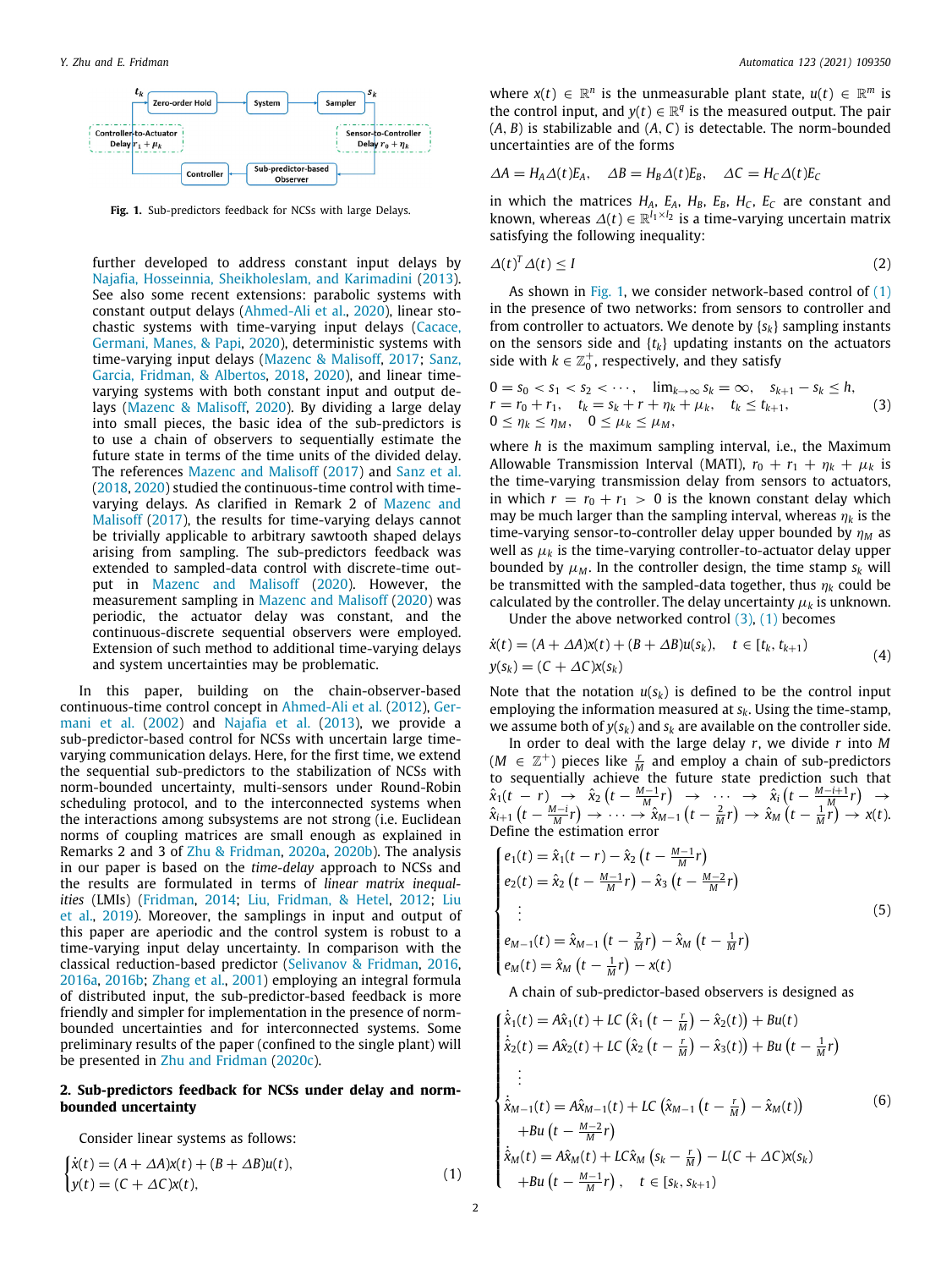Fig. 1. Sub-predictors feedback for NCSs with large Delays.

further developed to address constant input delays by Najafia, Hosseinnia, Sheikholeslam, and Karimadini (2013). See also some recent extensions: parabolic systems with constant output delays (Ahmed-Ali et al., 2020), linear stochastic systems with time-varying input delays (Cacace, Germani, Manes, & Papi, 2020), deterministic systems with time-varying input delays (Mazenc & Malisoff, 2017; Sanz, Garcia, Fridman, & Albertos, 2018, 2020), and linear time-varying systems with both constant input and output delays (Mazenc & Malisoff, 2020). By dividing a large delay into small pieces, the basic idea of the sub-predictors is to use a chain of observers to sequentially estimate the future state in terms of the time units of the divided delay. The references Mazenc and Malisoff (2017) and Sanz et al. (2018, 2020) studied the continuous-time control with time-varying delays. As clarified in Remark 2 of Mazenc and Malisoff (2017), the results for time-varying delays cannot be trivially applicable to arbitrary sawtooth shaped delays arising from sampling. The sub-predictors feedback was extended to sampled-data control with discrete-time output in Mazenc and Malisoff (2020). However, the measurement sampling in Mazenc and Malisoff (2020) was periodic, the actuator delay was constant, and the continuous-discrete sequential observers were employed. Extension of such method to additional time-varying delays and system uncertainties may be problematic.

In this paper, building on the chain-observer-based continuous-time control concept in Ahmed-Ali et al. (2012), Germani et al. (2002) and Najafia et al. (2013), we provide a sub-predictor-based control for NCSs with uncertain large time-varying communication delays. Here, for the first time, we extend the sequential sub-predictors to the stabilization of NCSs with norm-bounded uncertainty, multi-sensors under Round-Robin scheduling protocol, and to the interconnected systems when the interactions among subsystems are not strong (i.e. Euclidean norms of coupling matrices are small enough as explained in Remarks 2 and 3 of Zhu & Fridman, 2020a, 2020b). The analysis in our paper is based on the *time-delay* approach to NCSs and the results are formulated in terms of *linear matrix inequalities* (LMIs) (Fridman, 2014; Liu, Fridman, & Hetel, 2012; Liu et al., 2019). Moreover, the samplings in input and output of this paper are aperiodic and the control system is robust to a time-varying input delay uncertainty. In comparison with the classical reduction-based predictor (Selivanov & Fridman, 2016, 2016a, 2016b; Zhang et al., 2001) employing an integral formula of distributed input, the sub-predictor-based feedback is more friendly and simpler for implementation in the presence of norm-bounded uncertainties and for interconnected systems. Some preliminary results of the paper (confined to the single plant) will be presented in Zhu and Fridman (2020c).

## 2. Sub-predictors feedback for NCSs under delay and norm-bounded uncertainty

Consider linear systems as follows:

$$\begin{cases}\dot{x}(t) = (A + \Delta A)x(t) + (B + \Delta B)u(t),\\ y(t) = (C + \Delta C)x(t),\end{cases} \tag{1}$$

where $x(t) \in \mathbb{R}^n$ is the unmeasurable plant state, $u(t) \in \mathbb{R}^m$ is the control input, and $y(t) \in \mathbb{R}^q$ is the measured output. The pair $(A, B)$ is stabilizable and $(A, C)$ is detectable. The norm-bounded uncertainties are of the forms

$$\Delta A = H_A \Delta(t) E_A, \quad \Delta B = H_B \Delta(t) E_B, \quad \Delta C = H_C \Delta(t) E_C$$

in which the matrices $H_A$, $E_A$, $H_B$, $E_B$, $H_C$, $E_C$ are constant and known, whereas $\Delta(t) \in \mathbb{R}^{l_1 \times l_2}$ is a time-varying uncertain matrix satisfying the following inequality:

$$\Delta(t)^T \Delta(t) \leq I \tag{2}$$

As shown in Fig. 1, we consider network-based control of (1) in the presence of two networks: from sensors to controller and from controller to actuators. We denote by $\{s_k\}$ sampling instants on the sensors side and $\{t_k\}$ updating instants on the actuators side with $k \in \mathbb{Z}_0^+$, respectively, and they satisfy

$$\begin{aligned}&0 = s_0 < s_1 < s_2 < \cdots, \quad \lim_{k\to\infty} s_k = \infty, \quad s_{k+1} - s_k \leq h,\\ &r = r_0 + r_1, \quad t_k = s_k + r + \eta_k + \mu_k, \quad t_k \leq t_{k+1},\\ &0 \leq \eta_k \leq \eta_M, \quad 0 \leq \mu_k \leq \mu_M,\end{aligned} \tag{3}$$

where $h$ is the maximum sampling interval, i.e., the Maximum Allowable Transmission Interval (MATI), $r_0 + r_1 + \eta_k + \mu_k$ is the time-varying transmission delay from sensors to actuators, in which $r = r_0 + r_1 > 0$ is the known constant delay which may be much larger than the sampling interval, whereas $\eta_k$ is the time-varying sensor-to-controller delay upper bounded by $\eta_M$ as well as $\mu_k$ is the time-varying controller-to-actuator delay upper bounded by $\mu_M$. In the controller design, the time stamp $s_k$ will be transmitted with the sampled-data together, thus $\eta_k$ could be calculated by the controller. The delay uncertainty $\mu_k$ is unknown.

Under the above networked control (3), (1) becomes

$$\begin{aligned}&\dot{x}(t) = (A + \Delta A)x(t) + (B + \Delta B)u(s_k), \quad t \in [t_k, t_{k+1})\\ &y(s_k) = (C + \Delta C)x(s_k)\end{aligned} \tag{4}$$

Note that the notation $u(s_k)$ is defined to be the control input employing the information measured at $s_k$. Using the time-stamp, we assume both of $y(s_k)$ and $s_k$ are available on the controller side.

In order to deal with the large delay $r$, we divide $r$ into $M$ ($M \in \mathbb{Z}^+$) pieces like $\frac{r}{M}$ and employ a chain of sub-predictors to sequentially achieve the future state prediction such that $\hat{x}_1(t-r) \to \hat{x}_2\left(t - \frac{M-1}{M}r\right) \to \cdots \to \hat{x}_i\left(t - \frac{M-i+1}{M}r\right) \to \hat{x}_{i+1}\left(t - \frac{M-i}{M}r\right) \to \cdots \to \hat{x}_{M-1}\left(t - \frac{2}{M}r\right) \to \hat{x}_M\left(t - \frac{1}{M}r\right) \to x(t)$. Define the estimation error

$$\begin{cases}e_1(t) = \hat{x}_1(t-r) - \hat{x}_2\left(t - \frac{M-1}{M}r\right)\\ e_2(t) = \hat{x}_2\left(t - \frac{M-1}{M}r\right) - \hat{x}_3\left(t - \frac{M-2}{M}r\right)\\ \quad\vdots\\ e_{M-1}(t) = \hat{x}_{M-1}\left(t - \frac{2}{M}r\right) - \hat{x}_M\left(t - \frac{1}{M}r\right)\\ e_M(t) = \hat{x}_M\left(t - \frac{1}{M}r\right) - x(t)\end{cases} \tag{5}$$

A chain of sub-predictor-based observers is designed as

$$\begin{cases}\dot{\hat{x}}_1(t) = A\hat{x}_1(t) + LC\left(\hat{x}_1\left(t - \frac{r}{M}\right) - \hat{x}_2(t)\right) + Bu(t)\\ \dot{\hat{x}}_2(t) = A\hat{x}_2(t) + LC\left(\hat{x}_2\left(t - \frac{r}{M}\right) - \hat{x}_3(t)\right) + Bu\left(t - \frac{1}{M}r\right)\\ \quad\vdots\\ \dot{\hat{x}}_{M-1}(t) = A\hat{x}_{M-1}(t) + LC\left(\hat{x}_{M-1}\left(t - \frac{r}{M}\right) - \hat{x}_M(t)\right)\\ \quad + Bu\left(t - \frac{M-2}{M}r\right)\\ \dot{\hat{x}}_M(t) = A\hat{x}_M(t) + LC\hat{x}_M\left(s_k - \frac{r}{M}\right) - L(C + \Delta C)x(s_k)\\ \quad + Bu\left(t - \frac{M-1}{M}r\right), \quad t \in [s_k, s_{k+1})\end{cases} \tag{6}$$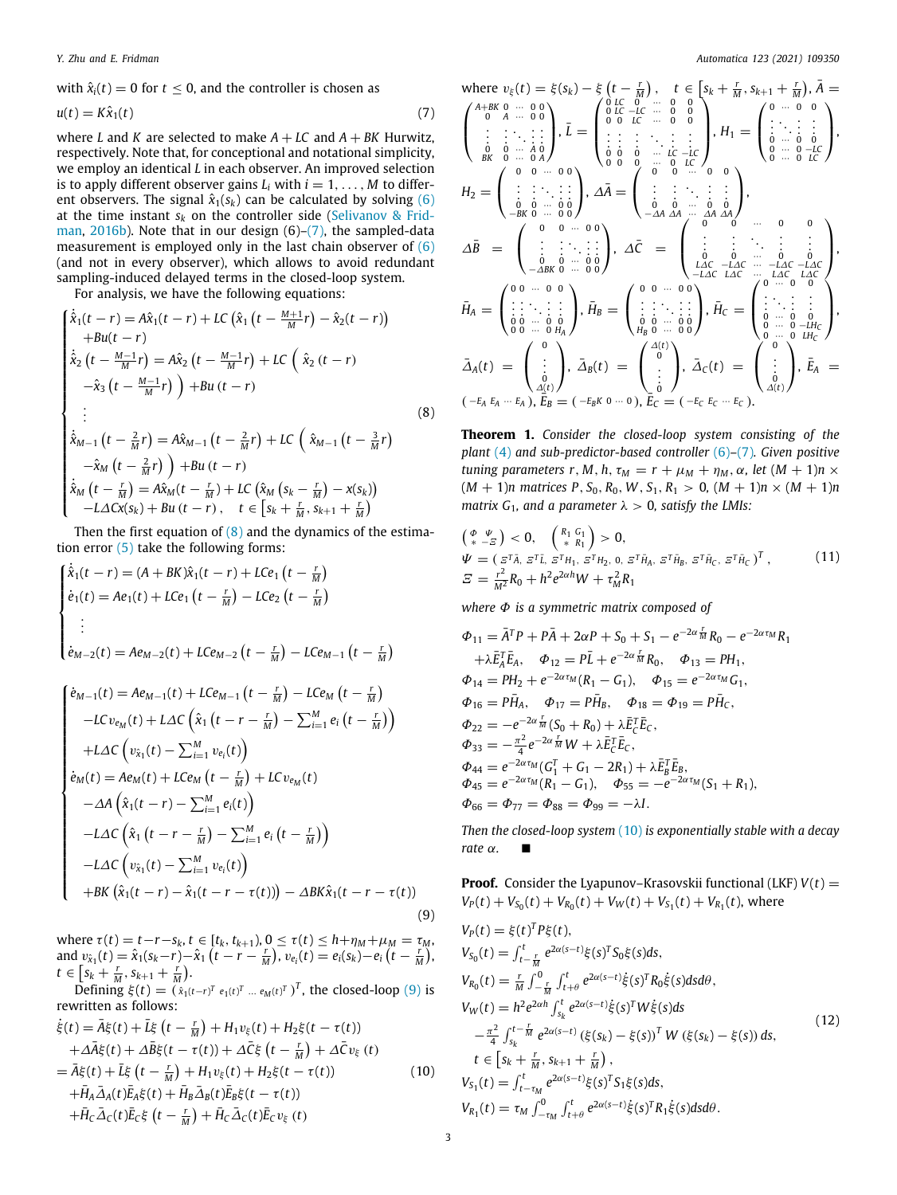with $\hat{x}_i(t) = 0$ for $t \le 0$, and the controller is chosen as

$$u(t) = K\hat{x}_1(t) \tag{7}$$

where $L$ and $K$ are selected to make $A + LC$ and $A + BK$ Hurwitz, respectively. Note that, for conceptional and notational simplicity, we employ an identical $L$ in each observer. An improved selection is to apply different observer gains $L_i$ with $i = 1, \ldots, M$ to different observers. The signal $\hat{x}_1(s_k)$ can be calculated by solving (6) at the time instant $s_k$ on the controller side (Selivanov & Fridman, 2016b). Note that in our design (6)–(7), the sampled-data measurement is employed only in the last chain observer of (6) (and not in every observer), which allows to avoid redundant sampling-induced delayed terms in the closed-loop system.

For analysis, we have the following equations:

$$\begin{cases}
\dot{\hat{x}}_1(t-r) = A\hat{x}_1(t-r) + LC\left(\hat{x}_1\left(t - \frac{M+1}{M}r\right) - \hat{x}_2(t-r)\right) \\
\quad + Bu(t-r) \\
\dot{\hat{x}}_2\left(t - \frac{M-1}{M}r\right) = A\hat{x}_2\left(t - \frac{M-1}{M}r\right) + LC\left(\hat{x}_2(t-r) \right.\\
\quad \left. - \hat{x}_3\left(t - \frac{M-1}{M}r\right)\right) + Bu(t-r) \\
\quad \vdots \\
\dot{\hat{x}}_{M-1}\left(t - \frac{2}{M}r\right) = A\hat{x}_{M-1}\left(t - \frac{2}{M}r\right) + LC\left(\hat{x}_{M-1}\left(t - \frac{3}{M}r\right) \right.\\
\quad \left. - \hat{x}_M\left(t - \frac{2}{M}r\right)\right) + Bu(t-r) \\
\dot{\hat{x}}_M\left(t - \frac{r}{M}\right) = A\hat{x}_M(t - \frac{r}{M}) + LC\left(\hat{x}_M\left(s_k - \frac{r}{M}\right) - x(s_k)\right) \\
\quad - L\Delta Cx(s_k) + Bu(t-r), \quad t \in \left[s_k + \frac{r}{M}, s_{k+1} + \frac{r}{M}\right)
\end{cases} \tag{8}$$

Then the first equation of (8) and the dynamics of the estimation error (5) take the following forms:

$$\begin{cases}
\dot{\hat{x}}_1(t-r) = (A+BK)\hat{x}_1(t-r) + LCe_1\left(t - \frac{r}{M}\right) \\
\dot{e}_1(t) = Ae_1(t) + LCe_1\left(t - \frac{r}{M}\right) - LCe_2\left(t - \frac{r}{M}\right) \\
\quad \vdots \\
\dot{e}_{M-2}(t) = Ae_{M-2}(t) + LCe_{M-2}\left(t - \frac{r}{M}\right) - LCe_{M-1}\left(t - \frac{r}{M}\right)
\end{cases}$$

$$\begin{cases}
\dot{e}_{M-1}(t) = Ae_{M-1}(t) + LCe_{M-1}\left(t - \frac{r}{M}\right) - LCe_M\left(t - \frac{r}{M}\right) \\
\quad - LCv_{e_M}(t) + L\Delta C\left(\hat{x}_1\left(t - r - \frac{r}{M}\right) - \sum_{i=1}^M e_i\left(t - \frac{r}{M}\right)\right) \\
\quad + L\Delta C\left(v_{\hat{x}_1}(t) - \sum_{i=1}^M v_{e_i}(t)\right) \\
\dot{e}_M(t) = Ae_M(t) + LCe_M\left(t - \frac{r}{M}\right) + LCv_{e_M}(t) \\
\quad - \Delta A\left(\hat{x}_1(t-r) - \sum_{i=1}^M e_i(t)\right) \\
\quad - L\Delta C\left(\hat{x}_1\left(t - r - \frac{r}{M}\right) - \sum_{i=1}^M e_i\left(t - \frac{r}{M}\right)\right) \\
\quad - L\Delta C\left(v_{\hat{x}_1}(t) - \sum_{i=1}^M v_{e_i}(t)\right) \\
\quad + BK\left(\hat{x}_1(t-r) - \hat{x}_1(t - r - \tau(t))\right) - \Delta BK\hat{x}_1(t - r - \tau(t))
\end{cases} \tag{9}$$

where $\tau(t) = t - r - s_k$, $t \in [t_k, t_{k+1})$, $0 \le \tau(t) \le h + \eta_M + \mu_M = \tau_M$, and $v_{\hat{x}_1}(t) = \hat{x}_1(s_k - r) - \hat{x}_1\left(t - r - \frac{r}{M}\right)$, $v_{e_i}(t) = e_i(s_k) - e_i\left(t - \frac{r}{M}\right)$, $t \in \left[s_k + \frac{r}{M}, s_{k+1} + \frac{r}{M}\right)$.

Defining $\xi(t) = \left(\hat{x}_1(t-r)^T\ e_1(t)^T\ \ldots\ e_M(t)^T\right)^T$, the closed-loop (9) is rewritten as follows:

$$\begin{aligned}
\dot{\xi}(t) &= \bar{A}\xi(t) + \bar{L}\xi\left(t - \tfrac{r}{M}\right) + H_1 v_\xi(t) + H_2\xi(t - \tau(t)) \\
&\quad + \Delta\bar{A}\xi(t) + \Delta\bar{B}\xi(t - \tau(t)) + \Delta\bar{C}\xi\left(t - \tfrac{r}{M}\right) + \Delta\bar{C}v_\xi(t) \\
&= \bar{A}\xi(t) + \bar{L}\xi\left(t - \tfrac{r}{M}\right) + H_1 v_\xi(t) + H_2\xi(t - \tau(t)) \\
&\quad + \bar{H}_A\bar{\Delta}_A(t)\bar{E}_A\xi(t) + \bar{H}_B\bar{\Delta}_B(t)\bar{E}_B\xi(t - \tau(t)) \\
&\quad + \bar{H}_C\bar{\Delta}_C(t)\bar{E}_C\xi\left(t - \tfrac{r}{M}\right) + \bar{H}_C\bar{\Delta}_C(t)\bar{E}_C v_\xi(t)
\end{aligned} \tag{10}$$

where $v_\xi(t) = \xi(s_k) - \xi\left(t - \frac{r}{M}\right)$, $t \in \left[s_k + \frac{r}{M}, s_{k+1} + \frac{r}{M}\right)$,

$$\bar{A} = \begin{pmatrix} A+BK & 0 & \cdots & 0 & 0 \\ 0 & A & \cdots & 0 & 0 \\ \vdots & \vdots & \ddots & \vdots & \vdots \\ 0 & 0 & \cdots & A & 0 \\ BK & 0 & \cdots & 0 & A \end{pmatrix}, \quad \bar{L} = \begin{pmatrix} 0 & LC & 0 & \cdots & 0 & 0 \\ 0 & LC & -LC & \cdots & 0 & 0 \\ 0 & 0 & LC & \cdots & 0 & 0 \\ \vdots & \vdots & \vdots & \ddots & \vdots & \vdots \\ 0 & 0 & 0 & \cdots & LC & -LC \\ 0 & 0 & 0 & \cdots & 0 & LC \end{pmatrix}, \quad H_1 = \begin{pmatrix} 0 & \cdots & 0 & 0 \\ \vdots & \ddots & \vdots & \vdots \\ 0 & \cdots & 0 & 0 \\ 0 & \cdots & 0 & -LC \\ 0 & \cdots & 0 & LC \end{pmatrix},$$

$$H_2 = \begin{pmatrix} 0 & 0 & \cdots & 0 & 0 \\ \vdots & \vdots & \ddots & \vdots & \vdots \\ 0 & 0 & \cdots & 0 & 0 \\ -BK & 0 & \cdots & 0 & 0 \end{pmatrix}, \quad \Delta\bar{A} = \begin{pmatrix} 0 & 0 & \cdots & 0 & 0 \\ \vdots & \vdots & \ddots & \vdots & \vdots \\ 0 & 0 & \cdots & 0 & 0 \\ -\Delta A & \Delta A & \cdots & \Delta A & \Delta A \end{pmatrix},$$

$$\Delta\bar{B} = \begin{pmatrix} 0 & 0 & \cdots & 0 & 0 \\ \vdots & \vdots & \ddots & \vdots & \vdots \\ 0 & 0 & \cdots & 0 & 0 \\ -\Delta BK & 0 & \cdots & 0 & 0 \end{pmatrix}, \quad \Delta\bar{C} = \begin{pmatrix} 0 & 0 & \cdots & 0 & 0 \\ \vdots & \vdots & \ddots & \vdots & \vdots \\ 0 & 0 & \cdots & 0 & 0 \\ L\Delta C & -L\Delta C & \cdots & -L\Delta C & -L\Delta C \\ -L\Delta C & L\Delta C & \cdots & L\Delta C & L\Delta C \end{pmatrix},$$

$$\bar{H}_A = \begin{pmatrix} 0 & 0 & \cdots & 0 & 0 \\ \vdots & \vdots & \ddots & \vdots & \vdots \\ 0 & 0 & \cdots & 0 & 0 \\ 0 & 0 & \cdots & 0 & H_A \end{pmatrix}, \quad \bar{H}_B = \begin{pmatrix} 0 & 0 & \cdots & 0 & 0 \\ \vdots & \vdots & \ddots & \vdots & \vdots \\ 0 & 0 & \cdots & 0 & 0 \\ H_B & 0 & \cdots & 0 & 0 \end{pmatrix}, \quad \bar{H}_C = \begin{pmatrix} 0 & \cdots & 0 & 0 \\ \vdots & \ddots & \vdots & \vdots \\ 0 & \cdots & 0 & 0 \\ 0 & \cdots & 0 & -LH_C \\ 0 & \cdots & 0 & LH_C \end{pmatrix},$$

$$\bar{\Delta}_A(t) = \begin{pmatrix} 0 \\ \vdots \\ 0 \\ \Delta(t) \end{pmatrix}, \quad \bar{\Delta}_B(t) = \begin{pmatrix} \Delta(t) \\ 0 \\ \vdots \\ 0 \end{pmatrix}, \quad \bar{\Delta}_C(t) = \begin{pmatrix} 0 \\ \vdots \\ 0 \\ \Delta(t) \end{pmatrix}, \quad \bar{E}_A = \begin{pmatrix} -E_A & E_A & \cdots & E_A \end{pmatrix}, \quad \bar{E}_B = \begin{pmatrix} -E_B K & 0 & \cdots & 0 \end{pmatrix}, \quad \bar{E}_C = \begin{pmatrix} -E_C & E_C & \cdots & E_C \end{pmatrix}.$$

**Theorem 1.** *Consider the closed-loop system consisting of the plant (4) and sub-predictor-based controller (6)–(7). Given positive tuning parameters $r, M, h, \tau_M = r + \mu_M + \eta_M, \alpha$, let $(M+1)n \times (M+1)n$ matrices $P, S_0, R_0, W, S_1, R_1 > 0$, $(M+1)n \times (M+1)n$ matrix $G_1$, and a parameter $\lambda > 0$, satisfy the LMIs:*

$$\begin{aligned}
&\begin{pmatrix} \Phi & \Psi \\ * & -\Xi \end{pmatrix} < 0, \quad \begin{pmatrix} R_1 & G_1 \\ * & R_1 \end{pmatrix} > 0, \\
&\Psi = \left(\Xi^T\bar{A},\ \Xi^T\bar{L},\ \Xi^T H_1,\ \Xi^T H_2,\ 0,\ \Xi^T\bar{H}_A,\ \Xi^T\bar{H}_B,\ \Xi^T\bar{H}_C,\ \Xi^T\bar{H}_C\right)^T, \\
&\Xi = \frac{r^2}{M^2}R_0 + h^2 e^{2\alpha h}W + \tau_M^2 R_1
\end{aligned} \tag{11}$$

*where $\Phi$ is a symmetric matrix composed of*

$$\begin{aligned}
&\Phi_{11} = \bar{A}^T P + P\bar{A} + 2\alpha P + S_0 + S_1 - e^{-2\alpha\frac{r}{M}}R_0 - e^{-2\alpha\tau_M}R_1 \\
&\quad + \lambda\bar{E}_A^T\bar{E}_A, \quad \Phi_{12} = P\bar{L} + e^{-2\alpha\frac{r}{M}}R_0, \quad \Phi_{13} = PH_1, \\
&\Phi_{14} = PH_2 + e^{-2\alpha\tau_M}(R_1 - G_1), \quad \Phi_{15} = e^{-2\alpha\tau_M}G_1, \\
&\Phi_{16} = P\bar{H}_A, \quad \Phi_{17} = P\bar{H}_B, \quad \Phi_{18} = \Phi_{19} = P\bar{H}_C, \\
&\Phi_{22} = -e^{-2\alpha\frac{r}{M}}(S_0 + R_0) + \lambda\bar{E}_C^T\bar{E}_C, \\
&\Phi_{33} = -\frac{\pi^2}{4}e^{-2\alpha\frac{r}{M}}W + \lambda\bar{E}_C^T\bar{E}_C, \\
&\Phi_{44} = e^{-2\alpha\tau_M}(G_1^T + G_1 - 2R_1) + \lambda\bar{E}_B^T\bar{E}_B, \\
&\Phi_{45} = e^{-2\alpha\tau_M}(R_1 - G_1), \quad \Phi_{55} = -e^{-2\alpha\tau_M}(S_1 + R_1), \\
&\Phi_{66} = \Phi_{77} = \Phi_{88} = \Phi_{99} = -\lambda I.
\end{aligned}$$

*Then the closed-loop system (10) is exponentially stable with a decay rate $\alpha$.* ∎

**Proof.** Consider the Lyapunov–Krasovskii functional (LKF) $V(t) = V_P(t) + V_{S_0}(t) + V_{R_0}(t) + V_W(t) + V_{S_1}(t) + V_{R_1}(t)$, where

$$\begin{aligned}
&V_P(t) = \xi(t)^T P\xi(t), \\
&V_{S_0}(t) = \int_{t-\frac{r}{M}}^t e^{2\alpha(s-t)}\xi(s)^T S_0\xi(s)ds, \\
&V_{R_0}(t) = \frac{r}{M}\int_{-\frac{r}{M}}^0\int_{t+\theta}^t e^{2\alpha(s-t)}\dot{\xi}(s)^T R_0\dot{\xi}(s)dsd\theta, \\
&V_W(t) = h^2 e^{2\alpha h}\int_{s_k}^t e^{2\alpha(s-t)}\dot{\xi}(s)^T W\dot{\xi}(s)ds \\
&\quad - \frac{\pi^2}{4}\int_{s_k}^{t-\frac{r}{M}} e^{2\alpha(s-t)}\left(\xi(s_k) - \xi(s)\right)^T W\left(\xi(s_k) - \xi(s)\right)ds, \\
&\quad t \in \left[s_k + \frac{r}{M}, s_{k+1} + \frac{r}{M}\right), \\
&V_{S_1}(t) = \int_{t-\tau_M}^t e^{2\alpha(s-t)}\xi(s)^T S_1\xi(s)ds, \\
&V_{R_1}(t) = \tau_M\int_{-\tau_M}^0\int_{t+\theta}^t e^{2\alpha(s-t)}\dot{\xi}(s)^T R_1\dot{\xi}(s)dsd\theta.
\end{aligned} \tag{12}$$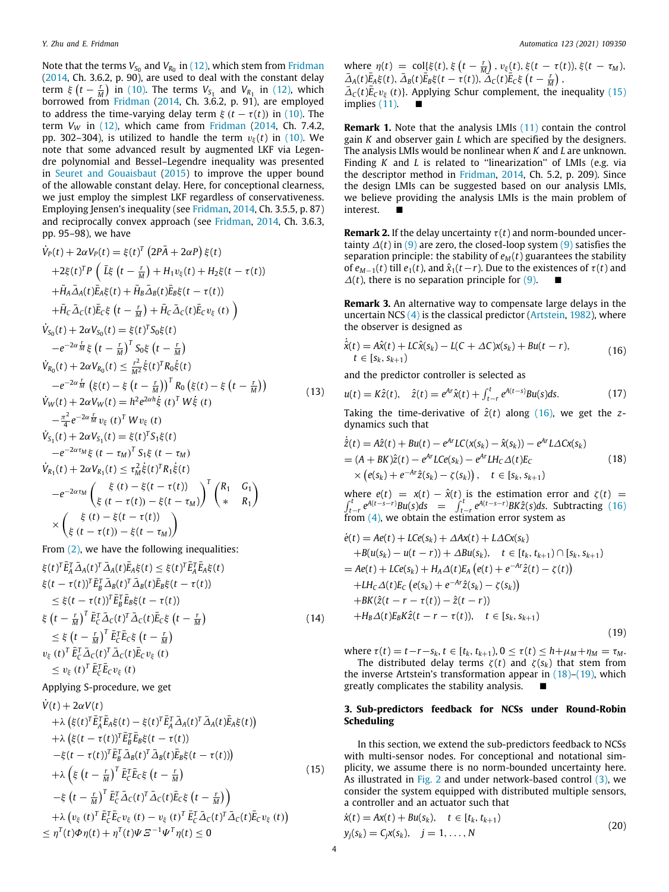Note that the terms $V_{S_0}$ and $V_{R_0}$ in (12), which stem from Fridman (2014, Ch. 3.6.2, p. 90), are used to deal with the constant delay term $\xi\left(t-\frac{r}{M}\right)$ in (10). The terms $V_{S_1}$ and $V_{R_1}$ in (12), which borrowed from Fridman (2014, Ch. 3.6.2, p. 91), are employed to address the time-varying delay term $\xi\left(t-\tau(t)\right)$ in (10). The term $V_W$ in (12), which came from Fridman (2014, Ch. 7.4.2, pp. 302–304), is utilized to handle the term $v_\xi(t)$ in (10). We note that some advanced result by augmented LKF via Legendre polynomial and Bessel–Legendre inequality was presented in Seuret and Gouaisbaut (2015) to improve the upper bound of the allowable constant delay. Here, for conceptional clearness, we just employ the simplest LKF regardless of conservativeness. Employing Jensen's inequality (see Fridman, 2014, Ch. 3.5.5, p. 87) and reciprocally convex approach (see Fridman, 2014, Ch. 3.6.3, pp. 95–98), we have

$$
\begin{aligned}
&\dot V_P(t)+2\alpha V_P(t)=\xi(t)^T\left(2P\bar A+2\alpha P\right)\xi(t)\\
&\quad+2\xi(t)^TP\Big(\bar L\xi\left(t-\tfrac{r}{M}\right)+H_1v_\xi(t)+H_2\xi(t-\tau(t))\\
&\quad+\bar H_A\bar\Delta_A(t)\bar E_A\xi(t)+\bar H_B\bar\Delta_B(t)\bar E_B\xi(t-\tau(t))\\
&\quad+\bar H_C\bar\Delta_C(t)\bar E_C\xi\left(t-\tfrac{r}{M}\right)+\bar H_C\bar\Delta_C(t)\bar E_Cv_\xi(t)\Big)\\
&\dot V_{S_0}(t)+2\alpha V_{S_0}(t)=\xi(t)^TS_0\xi(t)\\
&\quad-e^{-2\alpha\frac{r}{M}}\xi\left(t-\tfrac{r}{M}\right)^TS_0\xi\left(t-\tfrac{r}{M}\right)\\
&\dot V_{R_0}(t)+2\alpha V_{R_0}(t)\le\tfrac{r^2}{M^2}\dot\xi(t)^TR_0\dot\xi(t)\\
&\quad-e^{-2\alpha\frac{r}{M}}\left(\xi(t)-\xi\left(t-\tfrac{r}{M}\right)\right)^TR_0\left(\xi(t)-\xi\left(t-\tfrac{r}{M}\right)\right)\\
&\dot V_W(t)+2\alpha V_W(t)=h^2e^{2\alpha h}\dot\xi(t)^TW\dot\xi(t)\\
&\quad-\tfrac{\pi^2}{4}e^{-2\alpha\frac{r}{M}}v_\xi(t)^TWv_\xi(t)\\
&\dot V_{S_1}(t)+2\alpha V_{S_1}(t)=\xi(t)^TS_1\xi(t)\\
&\quad-e^{-2\alpha\tau_M}\xi(t-\tau_M)^TS_1\xi(t-\tau_M)\\
&\dot V_{R_1}(t)+2\alpha V_{R_1}(t)\le\tau_M^2\dot\xi(t)^TR_1\dot\xi(t)\\
&\quad-e^{-2\alpha\tau_M}\begin{pmatrix}\xi(t)-\xi(t-\tau(t))\\ \xi(t-\tau(t))-\xi(t-\tau_M)\end{pmatrix}^T\begin{pmatrix}R_1&G_1\\ *&R_1\end{pmatrix}\\
&\quad\times\begin{pmatrix}\xi(t)-\xi(t-\tau(t))\\ \xi(t-\tau(t))-\xi(t-\tau_M)\end{pmatrix}
\end{aligned}
\tag{13}
$$

From (2), we have the following inequalities:

$$
\begin{aligned}
&\xi(t)^T\bar E_A^T\bar\Delta_A(t)^T\bar\Delta_A(t)\bar E_A\xi(t)\le\xi(t)^T\bar E_A^T\bar E_A\xi(t)\\
&\xi(t-\tau(t))^T\bar E_B^T\bar\Delta_B(t)^T\bar\Delta_B(t)\bar E_B\xi(t-\tau(t))\\
&\quad\le\xi(t-\tau(t))^T\bar E_B^T\bar E_B\xi(t-\tau(t))\\
&\xi\left(t-\tfrac{r}{M}\right)^T\bar E_C^T\bar\Delta_C(t)^T\bar\Delta_C(t)\bar E_C\xi\left(t-\tfrac{r}{M}\right)\\
&\quad\le\xi\left(t-\tfrac{r}{M}\right)^T\bar E_C^T\bar E_C\xi\left(t-\tfrac{r}{M}\right)\\
&v_\xi(t)^T\bar E_C^T\bar\Delta_C(t)^T\bar\Delta_C(t)\bar E_Cv_\xi(t)\\
&\quad\le v_\xi(t)^T\bar E_C^T\bar E_Cv_\xi(t)
\end{aligned}
\tag{14}
$$

Applying S-procedure, we get

$$
\begin{aligned}
&\dot V(t)+2\alpha V(t)\\
&\quad+\lambda\left(\xi(t)^T\bar E_A^T\bar E_A\xi(t)-\xi(t)^T\bar E_A^T\bar\Delta_A(t)^T\bar\Delta_A(t)\bar E_A\xi(t)\right)\\
&\quad+\lambda\big(\xi(t-\tau(t))^T\bar E_B^T\bar E_B\xi(t-\tau(t))\\
&\quad-\xi(t-\tau(t))^T\bar E_B^T\bar\Delta_B(t)^T\bar\Delta_B(t)\bar E_B\xi(t-\tau(t))\big)\\
&\quad+\lambda\Big(\xi\left(t-\tfrac{r}{M}\right)^T\bar E_C^T\bar E_C\xi\left(t-\tfrac{r}{M}\right)\\
&\quad-\xi\left(t-\tfrac{r}{M}\right)^T\bar E_C^T\bar\Delta_C(t)^T\bar\Delta_C(t)\bar E_C\xi\left(t-\tfrac{r}{M}\right)\Big)\\
&\quad+\lambda\left(v_\xi(t)^T\bar E_C^T\bar E_Cv_\xi(t)-v_\xi(t)^T\bar E_C^T\bar\Delta_C(t)^T\bar\Delta_C(t)\bar E_Cv_\xi(t)\right)\\
&\le\eta^T(t)\Phi\eta(t)+\eta^T(t)\Psi\Xi^{-1}\Psi^T\eta(t)\le0
\end{aligned}
\tag{15}
$$

where $\eta(t)=\mathrm{col}\{\xi(t),\xi\left(t-\frac{r}{M}\right),v_\xi(t),\xi(t-\tau(t)),\xi(t-\tau_M),$ $\bar\Delta_A(t)\bar E_A\xi(t),\bar\Delta_B(t)\bar E_B\xi(t-\tau(t)),\bar\Delta_C(t)\bar E_C\xi\left(t-\frac{r}{M}\right),$ $\bar\Delta_C(t)\bar E_Cv_\xi(t)\}$. Applying Schur complement, the inequality (15) implies (11). ■

**Remark 1.** Note that the analysis LMIs (11) contain the control gain $K$ and observer gain $L$ which are specified by the designers. The analysis LMIs would be nonlinear when $K$ and $L$ are unknown. Finding $K$ and $L$ is related to "linearization" of LMIs (e.g. via the descriptor method in Fridman, 2014, Ch. 5.2, p. 209). Since the design LMIs can be suggested based on our analysis LMIs, we believe providing the analysis LMIs is the main problem of interest. ■

**Remark 2.** If the delay uncertainty $\tau(t)$ and norm-bounded uncertainty $\Delta(t)$ in (9) are zero, the closed-loop system (9) satisfies the separation principle: the stability of $e_M(t)$ guarantees the stability of $e_{M-1}(t)$ till $e_1(t)$, and $\hat x_1(t-r)$. Due to the existences of $\tau(t)$ and $\Delta(t)$, there is no separation principle for (9). ■

**Remark 3.** An alternative way to compensate large delays in the uncertain NCS (4) is the classical predictor (Artstein, 1982), where the observer is designed as

$$
\begin{aligned}
&\dot{\hat x}(t)=A\hat x(t)+LC\hat x(s_k)-L(C+\Delta C)x(s_k)+Bu(t-r),\\
&\quad t\in[s_k,s_{k+1})
\end{aligned}
\tag{16}
$$

and the predictor controller is selected as

$$
u(t)=K\hat z(t),\quad \hat z(t)=e^{Ar}\hat x(t)+\int_{t-r}^{t}e^{A(t-s)}Bu(s)ds.
\tag{17}
$$

Taking the time-derivative of $\hat z(t)$ along (16), we get the $z$-dynamics such that

$$
\begin{aligned}
\dot{\hat z}(t)&=A\hat z(t)+Bu(t)-e^{Ar}LC(x(s_k)-\hat x(s_k))-e^{Ar}L\Delta Cx(s_k)\\
&=(A+BK)\hat z(t)-e^{Ar}LCe(s_k)-e^{Ar}LH_C\Delta(t)E_C\\
&\quad\times\left(e(s_k)+e^{-Ar}\hat z(s_k)-\zeta(s_k)\right),\quad t\in[s_k,s_{k+1})
\end{aligned}
\tag{18}
$$

where $e(t)=x(t)-\hat x(t)$ is the estimation error and $\zeta(t)=\int_{t-r}^{t}e^{A(t-s-r)}Bu(s)ds=\int_{t-r}^{t}e^{A(t-s-r)}BK\hat z(s)ds$. Subtracting (16) from (4), we obtain the estimation error system as

$$
\begin{aligned}
\dot e(t)&=Ae(t)+LCe(s_k)+\Delta Ax(t)+L\Delta Cx(s_k)\\
&\quad+B(u(s_k)-u(t-r))+\Delta Bu(s_k),\quad t\in[t_k,t_{k+1})\cap[s_k,s_{k+1})\\
&=Ae(t)+LCe(s_k)+H_A\Delta(t)E_A\left(e(t)+e^{-Ar}\hat z(t)-\zeta(t)\right)\\
&\quad+LH_C\Delta(t)E_C\left(e(s_k)+e^{-Ar}\hat z(s_k)-\zeta(s_k)\right)\\
&\quad+BK(\hat z(t-r-\tau(t))-\hat z(t-r))\\
&\quad+H_B\Delta(t)E_BK\hat z(t-r-\tau(t)),\quad t\in[s_k,s_{k+1})
\end{aligned}
\tag{19}
$$

where $\tau(t)=t-r-s_k,\ t\in[t_k,t_{k+1}),\ 0\le\tau(t)\le h+\mu_M+\eta_M=\tau_M$.
The distributed delay terms $\zeta(t)$ and $\zeta(s_k)$ that stem from the inverse Artstein's transformation appear in (18)–(19), which greatly complicates the stability analysis. ■

## 3. Sub-predictors feedback for NCSs under Round-Robin Scheduling

In this section, we extend the sub-predictors feedback to NCSs with multi-sensor nodes. For conceptional and notational simplicity, we assume there is no norm-bounded uncertainty here. As illustrated in Fig. 2 and under network-based control (3), we consider the system equipped with distributed multiple sensors, a controller and an actuator such that

$$
\begin{aligned}
&\dot x(t)=Ax(t)+Bu(s_k),\quad t\in[t_k,t_{k+1})\\
&y_j(s_k)=C_jx(s_k),\quad j=1,\dots,N
\end{aligned}
\tag{20}
$$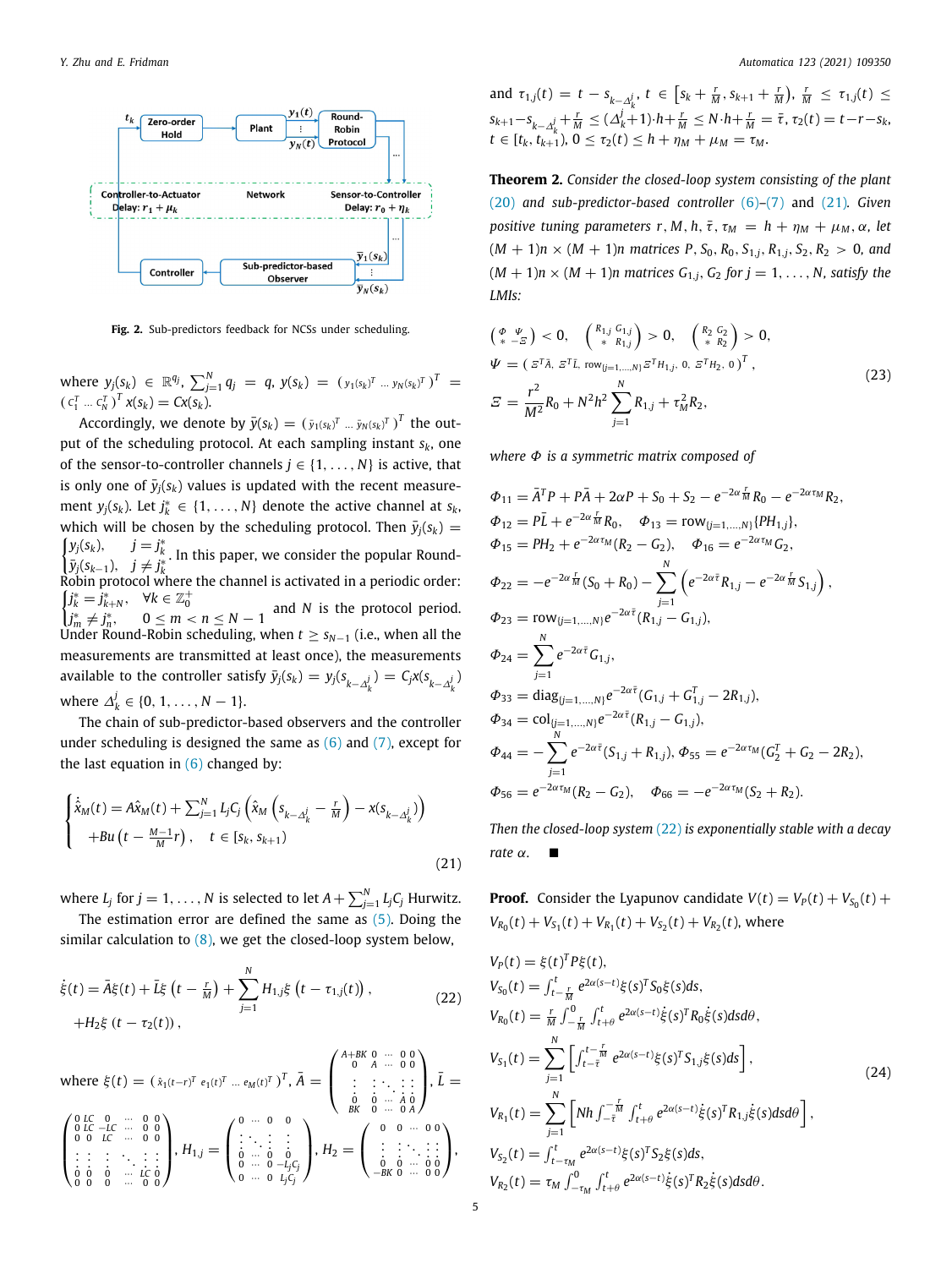**Fig. 2.** Sub-predictors feedback for NCSs under scheduling.

where $y_j(s_k) \in \mathbb{R}^{q_j}$, $\sum_{j=1}^N q_j = q$, $y(s_k) = (\, y_1(s_k)^T \; \dots \; y_N(s_k)^T \,)^T = (\, C_1^T \; \dots \; C_N^T \,)^T x(s_k) = Cx(s_k)$.

Accordingly, we denote by $\bar{y}(s_k) = (\, \bar{y}_1(s_k)^T \; \dots \; \bar{y}_N(s_k)^T \,)^T$ the output of the scheduling protocol. At each sampling instant $s_k$, one of the sensor-to-controller channels $j \in \{1, \dots, N\}$ is active, that is only one of $\bar{y}_j(s_k)$ values is updated with the recent measurement $y_j(s_k)$. Let $j_k^* \in \{1, \dots, N\}$ denote the active channel at $s_k$, which will be chosen by the scheduling protocol. Then $\bar{y}_j(s_k) = \begin{cases} y_j(s_k), & j = j_k^* \\ \bar{y}_j(s_{k-1}), & j \neq j_k^* \end{cases}$. In this paper, we consider the popular Round-Robin protocol where the channel is activated in a periodic order: $\begin{cases} j_k^* = j_{k+N}^*, & \forall k \in \mathbb{Z}_0^+ \\ j_m^* \neq j_n^*, & 0 \leq m < n \leq N-1 \end{cases}$ and $N$ is the protocol period. Under Round-Robin scheduling, when $t \geq s_{N-1}$ (i.e., when all the measurements are transmitted at least once), the measurements available to the controller satisfy $\bar{y}_j(s_k) = y_j(s_{k-\Delta_k^j}) = C_j x(s_{k-\Delta_k^j})$ where $\Delta_k^j \in \{0, 1, \dots, N-1\}$.

The chain of sub-predictor-based observers and the controller under scheduling is designed the same as (6) and (7), except for the last equation in (6) changed by:

$$
\begin{cases} \dot{\hat{x}}_M(t) = A\hat{x}_M(t) + \sum_{j=1}^N L_j C_j \left( \hat{x}_M \left( s_{k-\Delta_k^j} - \frac{r}{M} \right) - x(s_{k-\Delta_k^j}) \right) \\ \quad + Bu\left( t - \frac{M-1}{M} r \right), \quad t \in [s_k, s_{k+1}) \end{cases} \tag{21}
$$

where $L_j$ for $j = 1, \dots, N$ is selected to let $A + \sum_{j=1}^N L_j C_j$ Hurwitz.

The estimation error are defined the same as (5). Doing the similar calculation to (8), we get the closed-loop system below,

$$
\begin{aligned} \dot{\xi}(t) &= \bar{A}\xi(t) + \bar{L}\xi\left(t - \tfrac{r}{M}\right) + \sum_{j=1}^N H_{1,j}\xi\left(t - \tau_{1,j}(t)\right), \\ &\quad + H_2\xi\left(t - \tau_2(t)\right), \end{aligned} \tag{22}
$$

where $\xi(t) = (\, \hat{x}_1(t-r)^T \; e_1(t)^T \; \dots \; e_M(t)^T \,)^T$, $\bar{A} = \begin{pmatrix} A+BK & 0 & \cdots & 0 & 0 \\ 0 & A & \cdots & 0 & 0 \\ \vdots & \vdots & \ddots & \vdots & \vdots \\ 0 & 0 & \cdots & A & 0 \\ BK & 0 & \cdots & 0 & A \end{pmatrix}$, $\bar{L} = \begin{pmatrix} 0 & LC & 0 & \cdots & 0 & 0 \\ 0 & LC & -LC & \cdots & 0 & 0 \\ 0 & 0 & LC & \cdots & 0 & 0 \\ \vdots & \vdots & \vdots & \ddots & \vdots & \vdots \\ 0 & 0 & 0 & \cdots & LC & 0 \\ 0 & 0 & 0 & \cdots & 0 & 0 \end{pmatrix}$, $H_{1,j} = \begin{pmatrix} 0 & \cdots & 0 & 0 \\ \vdots & \ddots & \vdots & \vdots \\ 0 & \cdots & 0 & 0 \\ 0 & \cdots & 0 & -L_jC_j \\ 0 & \cdots & 0 & L_jC_j \end{pmatrix}$, $H_2 = \begin{pmatrix} 0 & 0 & \cdots & 0 & 0 \\ \vdots & \vdots & \ddots & \vdots & \vdots \\ 0 & 0 & \cdots & 0 & 0 \\ -BK & 0 & \cdots & 0 & 0 \end{pmatrix}$, and $\tau_{1,j}(t) = t - s_{k-\Delta_k^j}$, $t \in \left[s_k + \frac{r}{M}, s_{k+1} + \frac{r}{M}\right)$, $\frac{r}{M} \leq \tau_{1,j}(t) \leq s_{k+1} - s_{k-\Delta_k^j} + \frac{r}{M} \leq (\Delta_k^j + 1) \cdot h + \frac{r}{M} \leq N \cdot h + \frac{r}{M} = \bar{\tau}$, $\tau_2(t) = t - r - s_k$, $t \in [t_k, t_{k+1})$, $0 \leq \tau_2(t) \leq h + \eta_M + \mu_M = \tau_M$.

**Theorem 2.** *Consider the closed-loop system consisting of the plant (20) and sub-predictor-based controller (6)–(7) and (21). Given positive tuning parameters $r, M, h, \bar{\tau}, \tau_M = h + \eta_M + \mu_M, \alpha$, let $(M+1)n \times (M+1)n$ matrices $P, S_0, R_0, S_{1,j}, R_{1,j}, S_2, R_2 > 0$, and $(M+1)n \times (M+1)n$ matrices $G_{1,j}, G_2$ for $j = 1, \dots, N$, satisfy the LMIs:*

$$
\begin{aligned} &\begin{pmatrix} \Phi & \Psi \\ * & -\Xi \end{pmatrix} < 0, \quad \begin{pmatrix} R_{1,j} & G_{1,j} \\ * & R_{1,j} \end{pmatrix} > 0, \quad \begin{pmatrix} R_2 & G_2 \\ * & R_2 \end{pmatrix} > 0, \\ &\Psi = \left( \Xi^T\bar{A}, \; \Xi^T\bar{L}, \; \mathrm{row}_{\{j=1,\dots,N\}}\Xi^T H_{1,j}, \; 0, \; \Xi^T H_2, \; 0 \right)^T, \\ &\Xi = \frac{r^2}{M^2}R_0 + N^2h^2\sum_{j=1}^N R_{1,j} + \tau_M^2 R_2, \end{aligned} \tag{23}
$$

*where $\Phi$ is a symmetric matrix composed of*

$$
\begin{aligned} \Phi_{11} &= \bar{A}^T P + P\bar{A} + 2\alpha P + S_0 + S_2 - e^{-2\alpha\frac{r}{M}}R_0 - e^{-2\alpha\tau_M}R_2, \\ \Phi_{12} &= P\bar{L} + e^{-2\alpha\frac{r}{M}}R_0, \quad \Phi_{13} = \mathrm{row}_{\{j=1,\dots,N\}}\{PH_{1,j}\}, \\ \Phi_{15} &= PH_2 + e^{-2\alpha\tau_M}(R_2 - G_2), \quad \Phi_{16} = e^{-2\alpha\tau_M}G_2, \\ \Phi_{22} &= -e^{-2\alpha\frac{r}{M}}(S_0 + R_0) - \sum_{j=1}^N \left( e^{-2\alpha\bar{\tau}}R_{1,j} - e^{-2\alpha\frac{r}{M}}S_{1,j} \right), \\ \Phi_{23} &= \mathrm{row}_{\{j=1,\dots,N\}}e^{-2\alpha\bar{\tau}}(R_{1,j} - G_{1,j}), \\ \Phi_{24} &= \sum_{j=1}^N e^{-2\alpha\bar{\tau}}G_{1,j}, \\ \Phi_{33} &= \mathrm{diag}_{\{j=1,\dots,N\}}e^{-2\alpha\bar{\tau}}(G_{1,j} + G_{1,j}^T - 2R_{1,j}), \\ \Phi_{34} &= \mathrm{col}_{\{j=1,\dots,N\}}e^{-2\alpha\bar{\tau}}(R_{1,j} - G_{1,j}), \\ \Phi_{44} &= -\sum_{j=1}^N e^{-2\alpha\bar{\tau}}(S_{1,j} + R_{1,j}), \; \Phi_{55} = e^{-2\alpha\tau_M}(G_2^T + G_2 - 2R_2), \\ \Phi_{56} &= e^{-2\alpha\tau_M}(R_2 - G_2), \quad \Phi_{66} = -e^{-2\alpha\tau_M}(S_2 + R_2). \end{aligned}
$$

*Then the closed-loop system (22) is exponentially stable with a decay rate $\alpha$.* ■

**Proof.** Consider the Lyapunov candidate $V(t) = V_P(t) + V_{S_0}(t) + V_{R_0}(t) + V_{S_1}(t) + V_{R_1}(t) + V_{S_2}(t) + V_{R_2}(t)$, where

$$
\begin{aligned} V_P(t) &= \xi(t)^T P\xi(t), \\ V_{S_0}(t) &= \int_{t-\frac{r}{M}}^t e^{2\alpha(s-t)}\xi(s)^T S_0\xi(s)ds, \\ V_{R_0}(t) &= \frac{r}{M}\int_{-\frac{r}{M}}^0 \int_{t+\theta}^t e^{2\alpha(s-t)}\dot{\xi}(s)^T R_0\dot{\xi}(s)dsd\theta, \\ V_{S_1}(t) &= \sum_{j=1}^N \left[ \int_{t-\bar{\tau}}^{t-\frac{r}{M}} e^{2\alpha(s-t)}\xi(s)^T S_{1,j}\xi(s)ds \right], \\ V_{R_1}(t) &= \sum_{j=1}^N \left[ Nh\int_{-\bar{\tau}}^{-\frac{r}{M}} \int_{t+\theta}^t e^{2\alpha(s-t)}\dot{\xi}(s)^T R_{1,j}\dot{\xi}(s)dsd\theta \right], \\ V_{S_2}(t) &= \int_{t-\tau_M}^t e^{2\alpha(s-t)}\xi(s)^T S_2\xi(s)ds, \\ V_{R_2}(t) &= \tau_M\int_{-\tau_M}^0 \int_{t+\theta}^t e^{2\alpha(s-t)}\dot{\xi}(s)^T R_2\dot{\xi}(s)dsd\theta. \end{aligned} \tag{24}
$$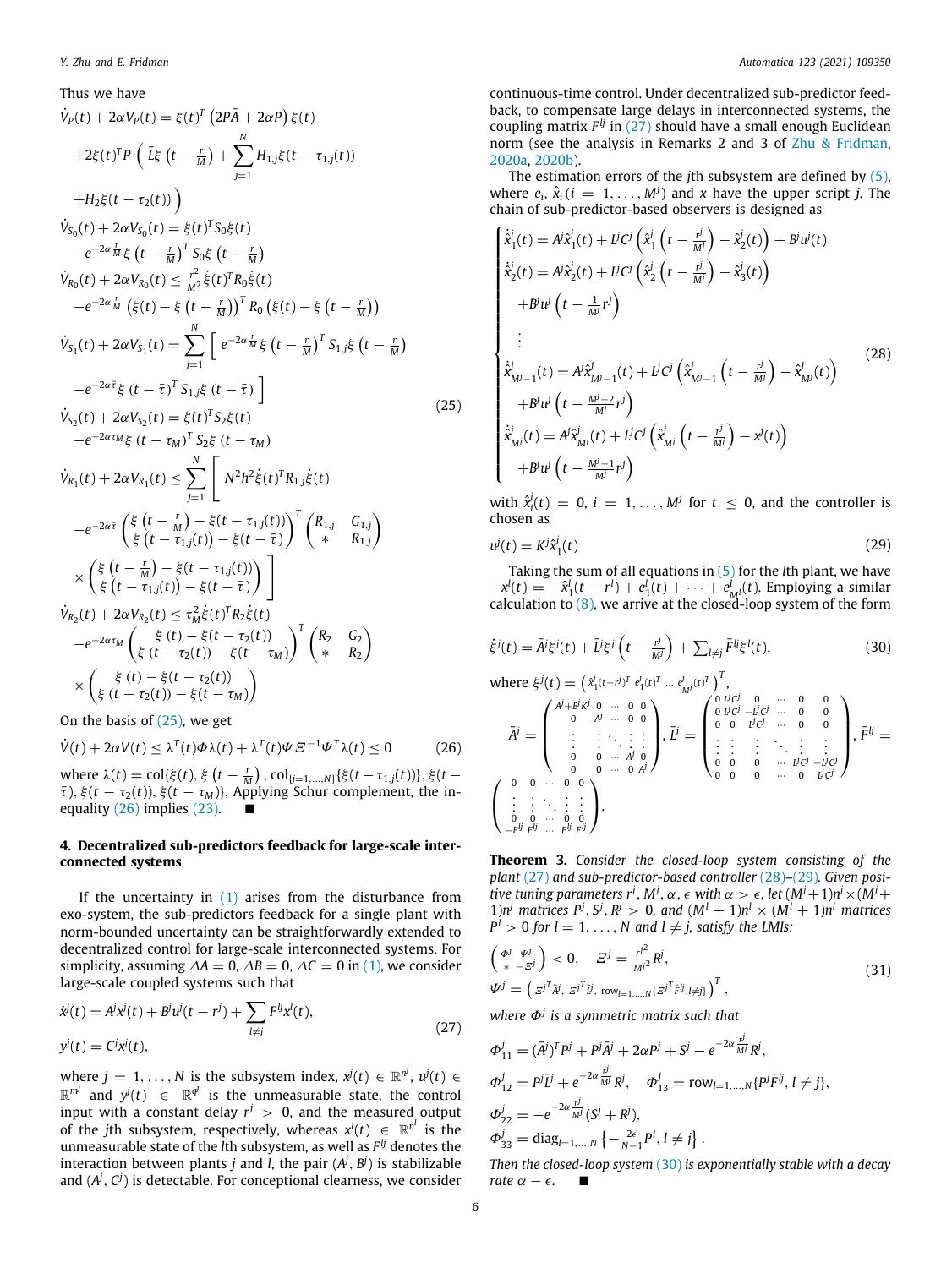Thus we have

$$
\begin{aligned}
&\dot{V}_P(t) + 2\alpha V_P(t) = \xi(t)^T \left(2P\bar{A} + 2\alpha P\right)\xi(t) \\
&\quad + 2\xi(t)^T P \left( \bar{L}\xi\left(t - \tfrac{r}{M}\right) + \sum_{j=1}^{N} H_{1,j}\xi(t-\tau_{1,j}(t)) \right. \\
&\quad \left. + H_2\xi(t-\tau_2(t)) \right) \\
&\dot{V}_{S_0}(t) + 2\alpha V_{S_0}(t) = \xi(t)^T S_0 \xi(t) \\
&\quad - e^{-2\alpha\frac{r}{M}}\xi\left(t-\tfrac{r}{M}\right)^T S_0 \xi\left(t-\tfrac{r}{M}\right) \\
&\dot{V}_{R_0}(t) + 2\alpha V_{R_0}(t) \le \tfrac{r^2}{M^2}\dot{\xi}(t)^T R_0 \dot{\xi}(t) \\
&\quad - e^{-2\alpha\frac{r}{M}}\left(\xi(t) - \xi\left(t-\tfrac{r}{M}\right)\right)^T R_0 \left(\xi(t) - \xi\left(t-\tfrac{r}{M}\right)\right) \\
&\dot{V}_{S_1}(t) + 2\alpha V_{S_1}(t) = \sum_{j=1}^{N}\left[ e^{-2\alpha\frac{r}{M}}\xi\left(t-\tfrac{r}{M}\right)^T S_{1,j}\xi\left(t-\tfrac{r}{M}\right) \right. \\
&\quad \left. - e^{-2\alpha\bar{\tau}}\xi(t-\bar{\tau})^T S_{1,j}\xi(t-\bar{\tau}) \right] \\
&\dot{V}_{S_2}(t) + 2\alpha V_{S_2}(t) = \xi(t)^T S_2 \xi(t) \\
&\quad - e^{-2\alpha\tau_M}\xi(t-\tau_M)^T S_2 \xi(t-\tau_M) \\
&\dot{V}_{R_1}(t) + 2\alpha V_{R_1}(t) \le \sum_{j=1}^{N}\left[ N^2h^2\dot{\xi}(t)^T R_{1,j}\dot{\xi}(t) \right. \\
&\quad - e^{-2\alpha\bar{\tau}}\begin{pmatrix} \xi\left(t-\frac{r}{M}\right) - \xi(t-\tau_{1,j}(t)) \\ \xi(t-\tau_{1,j}(t)) - \xi(t-\bar{\tau}) \end{pmatrix}^T \begin{pmatrix} R_{1,j} & G_{1,j} \\ * & R_{1,j} \end{pmatrix} \\
&\quad \left. \times \begin{pmatrix} \xi\left(t-\frac{r}{M}\right) - \xi(t-\tau_{1,j}(t)) \\ \xi(t-\tau_{1,j}(t)) - \xi(t-\bar{\tau}) \end{pmatrix} \right] \\
&\dot{V}_{R_2}(t) + 2\alpha V_{R_2}(t) \le \tau_M^2\dot{\xi}(t)^T R_2 \dot{\xi}(t) \\
&\quad - e^{-2\alpha\tau_M}\begin{pmatrix} \xi(t) - \xi(t-\tau_2(t)) \\ \xi(t-\tau_2(t)) - \xi(t-\tau_M) \end{pmatrix}^T \begin{pmatrix} R_2 & G_2 \\ * & R_2 \end{pmatrix} \\
&\quad \times \begin{pmatrix} \xi(t) - \xi(t-\tau_2(t)) \\ \xi(t-\tau_2(t)) - \xi(t-\tau_M) \end{pmatrix}
\end{aligned}
\tag{25}
$$

On the basis of (25), we get

$$
\dot{V}(t) + 2\alpha V(t) \le \lambda^T(t)\Phi\lambda(t) + \lambda^T(t)\Psi\Xi^{-1}\Psi^T\lambda(t) \le 0 \tag{26}
$$

where $\lambda(t) = \mathrm{col}\{\xi(t), \xi\left(t-\frac{r}{M}\right), \mathrm{col}_{\{j=1,\dots,N\}}\{\xi(t-\tau_{1,j}(t))\}, \xi(t-\bar{\tau}), \xi(t-\tau_2(t)), \xi(t-\tau_M)\}$. Applying Schur complement, the inequality (26) implies (23). ■

## 4. Decentralized sub-predictors feedback for large-scale interconnected systems

If the uncertainty in (1) arises from the disturbance from exo-system, the sub-predictors feedback for a single plant with norm-bounded uncertainty can be straightforwardly extended to decentralized control for large-scale interconnected systems. For simplicity, assuming $\Delta A = 0$, $\Delta B = 0$, $\Delta C = 0$ in (1), we consider large-scale coupled systems such that

$$
\begin{aligned}
\dot{x}^j(t) &= A^j x^j(t) + B^j u^j(t - r^j) + \sum_{l \ne j} F^{lj} x^l(t), \\
y^j(t) &= C^j x^j(t),
\end{aligned}
\tag{27}
$$

where $j = 1, \dots, N$ is the subsystem index, $x^j(t) \in \mathbb{R}^{n^j}$, $u^j(t) \in \mathbb{R}^{m^j}$ and $y^j(t) \in \mathbb{R}^{q^j}$ is the unmeasurable state, the control input with a constant delay $r^j > 0$, and the measured output of the $j$th subsystem, respectively, whereas $x^l(t) \in \mathbb{R}^{n^l}$ is the unmeasurable state of the $l$th subsystem, as well as $F^{lj}$ denotes the interaction between plants $j$ and $l$, the pair $(A^j, B^j)$ is stabilizable and $(A^j, C^j)$ is detectable. For conceptual clearness, we consider continuous-time control. Under decentralized sub-predictor feedback, to compensate large delays in interconnected systems, the coupling matrix $F^{lj}$ in (27) should have a small enough Euclidean norm (see the analysis in Remarks 2 and 3 of Zhu & Fridman, 2020a, 2020b).

The estimation errors of the $j$th subsystem are defined by (5), where $e_i$, $\hat{x}_i (i = 1, \dots, M^j)$ and $x$ have the upper script $j$. The chain of sub-predictor-based observers is designed as

$$
\begin{cases}
\dot{\hat{x}}_1^j(t) = A^j\hat{x}_1^j(t) + L^jC^j\left(\hat{x}_1^j\left(t - \frac{r^j}{M^j}\right) - \hat{x}_2^j(t)\right) + B^ju^j(t) \\
\dot{\hat{x}}_2^j(t) = A^j\hat{x}_2^j(t) + L^jC^j\left(\hat{x}_2^j\left(t - \frac{r^j}{M^j}\right) - \hat{x}_3^j(t)\right) \\
\quad + B^ju^j\left(t - \frac{1}{M^j}r^j\right) \\
\quad \vdots \\
\dot{\hat{x}}_{M^j-1}^j(t) = A^j\hat{x}_{M^j-1}^j(t) + L^jC^j\left(\hat{x}_{M^j-1}^j\left(t - \frac{r^j}{M^j}\right) - \hat{x}_{M^j}^j(t)\right) \\
\quad + B^ju^j\left(t - \frac{M^j-2}{M^j}r^j\right) \\
\dot{\hat{x}}_{M^j}^j(t) = A^j\hat{x}_{M^j}^j(t) + L^jC^j\left(\hat{x}_{M^j}^j\left(t - \frac{r^j}{M^j}\right) - x^j(t)\right) \\
\quad + B^ju^j\left(t - \frac{M^j-1}{M^j}r^j\right)
\end{cases}
\tag{28}
$$

with $\hat{x}_i^j(t) = 0$, $i = 1, \dots, M^j$ for $t \le 0$, and the controller is chosen as

$$
u^j(t) = K^j\hat{x}_1^j(t) \tag{29}
$$

Taking the sum of all equations in (5) for the $l$th plant, we have $-x^l(t) = -\hat{x}_1^l(t - r^l) + e_1^l(t) + \dots + e_{M^l}^l(t)$. Employing a similar calculation to (8), we arrive at the closed-loop system of the form

$$
\dot{\xi}^j(t) = \bar{A}^j\xi^j(t) + \bar{L}^j\xi^j\left(t - \frac{r^j}{M^j}\right) + \textstyle\sum_{l \ne j}\bar{F}^{lj}\xi^l(t), \tag{30}
$$

where $\xi^j(t) = \left(\hat{x}_1^j(t-r^j)^T\ e_1^j(t)^T \dots e_{M^j}^j(t)^T\right)^T$,

$$
\bar{A}^j = \begin{pmatrix} A^j+B^jK^j & 0 & \cdots & 0 & 0 \\ 0 & A^j & \cdots & 0 & 0 \\ \vdots & \vdots & \ddots & \vdots & \vdots \\ 0 & 0 & \cdots & A^j & 0 \\ 0 & 0 & \cdots & 0 & A^j \end{pmatrix},\ \bar{L}^j = \begin{pmatrix} 0 & L^jC^j & 0 & \cdots & 0 & 0 \\ 0 & L^jC^j & -L^jC^j & \cdots & 0 & 0 \\ 0 & 0 & L^jC^j & \cdots & 0 & 0 \\ \vdots & \vdots & \vdots & \ddots & \vdots & \vdots \\ 0 & 0 & 0 & \cdots & L^jC^j & -L^jC^j \\ 0 & 0 & 0 & \cdots & 0 & L^jC^j \end{pmatrix},\ \bar{F}^{lj} = \begin{pmatrix} 0 & 0 & \cdots & 0 & 0 \\ \vdots & \vdots & \ddots & \vdots & \vdots \\ 0 & 0 & \cdots & 0 & 0 \\ -F^{lj} & F^{lj} & \cdots & F^{lj} & F^{lj} \end{pmatrix}.
$$

**Theorem 3.** *Consider the closed-loop system consisting of the plant (27) and sub-predictor-based controller (28)–(29). Given positive tuning parameters $r^j, M^j, \alpha, \epsilon$ with $\alpha > \epsilon$, let $(M^j+1)n^j \times (M^j+1)n^j$ matrices $P^j, S^j, R^j > 0$, and $(M^l+1)n^l \times (M^l+1)n^l$ matrices $P^l > 0$ for $l = 1, \dots, N$ and $l \ne j$, satisfy the LMIs:*

$$
\begin{aligned}
&\begin{pmatrix} \Phi^j & \Psi^j \\ * & -\Xi^j \end{pmatrix} < 0, \quad \Xi^j = \frac{r^{j2}}{M^{j2}}R^j, \\
&\Psi^j = \left(\Xi^{j^T}\bar{A}^j,\ \Xi^{j^T}\bar{L}^j,\ \mathrm{row}_{l=1,\dots,N}\{\Xi^{j^T}\bar{F}^{lj}, l \ne j\}\right)^T,
\end{aligned}
\tag{31}
$$

*where $\Phi^j$ is a symmetric matrix such that*

$$
\begin{aligned}
&\Phi_{11}^j = (\bar{A}^j)^TP^j + P^j\bar{A}^j + 2\alpha P^j + S^j - e^{-2\alpha\frac{r^j}{M^j}}R^j, \\
&\Phi_{12}^j = P^j\bar{L}^j + e^{-2\alpha\frac{r^j}{M^j}}R^j, \quad \Phi_{13}^j = \mathrm{row}_{l=1,\dots,N}\{P^j\bar{F}^{lj}, l \ne j\}, \\
&\Phi_{22}^j = -e^{-2\alpha\frac{r^j}{M^j}}(S^j + R^j), \\
&\Phi_{33}^j = \mathrm{diag}_{l=1,\dots,N}\left\{-\tfrac{2\epsilon}{N-1}P^l, l \ne j\right\}.
\end{aligned}
$$

*Then the closed-loop system (30) is exponentially stable with a decay rate $\alpha - \epsilon$.* ■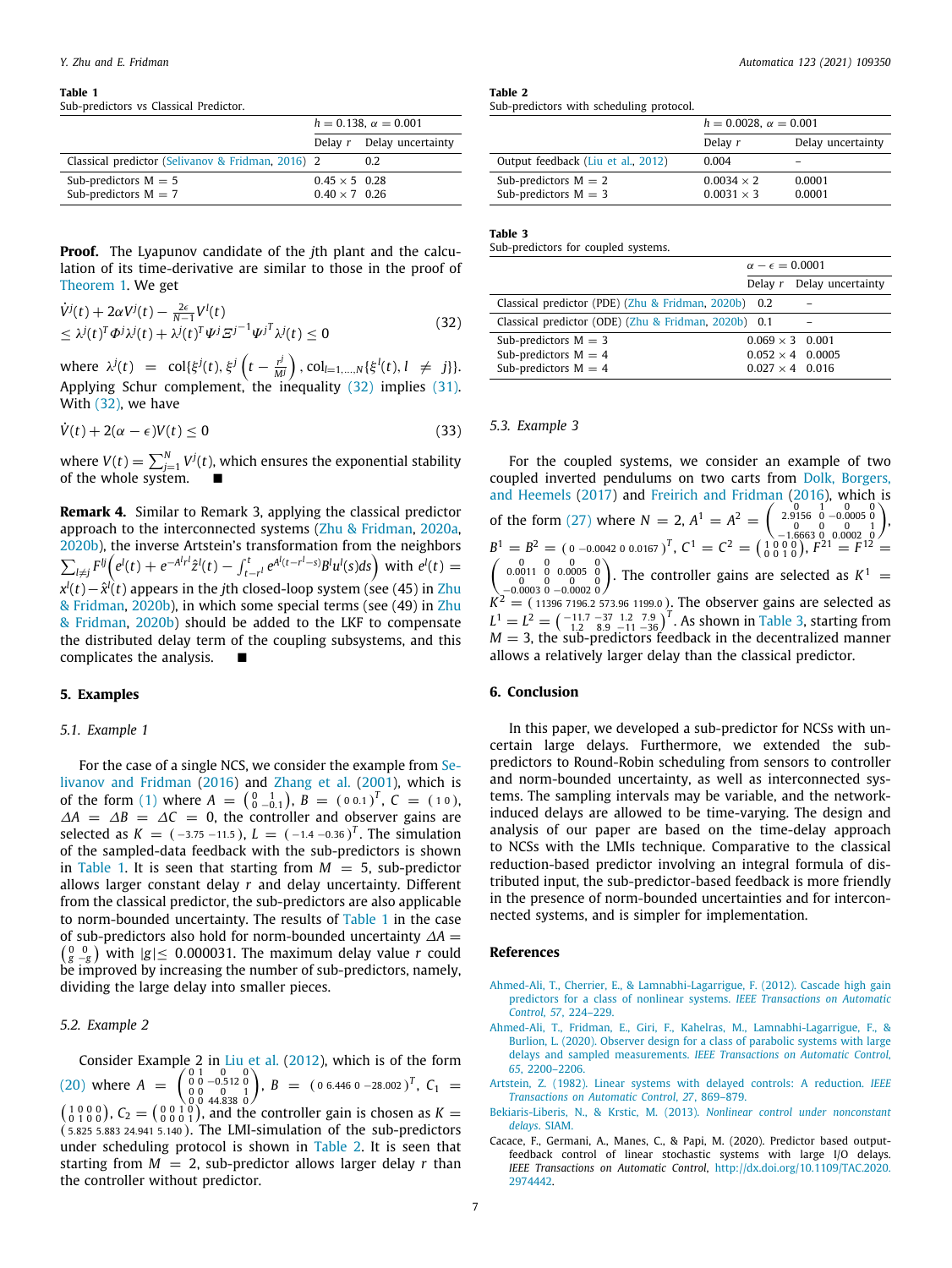**Table 1**
Sub-predictors vs Classical Predictor.

| | $h = 0.138$, $\alpha = 0.001$ | |
|---|---|---|
| | Delay $r$ | Delay uncertainty |
| Classical predictor (Selivanov & Fridman, 2016) | 2 | 0.2 |
| Sub-predictors M = 5 | $0.45 \times 5$ | 0.28 |
| Sub-predictors M = 7 | $0.40 \times 7$ | 0.26 |

**Proof.** The Lyapunov candidate of the $j$th plant and the calculation of its time-derivative are similar to those in the proof of Theorem 1. We get

$$
\begin{aligned}
&\dot{V}^j(t) + 2\alpha V^j(t) - \tfrac{2\epsilon}{N-1} V^l(t) \\
&\leq \lambda^j(t)^T \Phi^j \lambda^j(t) + \lambda^j(t)^T \Psi^j {\Xi^j}^{-1} {\Psi^j}^T \lambda^j(t) \leq 0
\end{aligned}
\tag{32}
$$

where $\lambda^j(t) = \text{col}\{\xi^j(t), \xi^j\left(t - \frac{r^j}{M^j}\right), \text{col}_{l=1,\ldots,N}\{\xi^l(t), l \neq j\}\}$. Applying Schur complement, the inequality (32) implies (31). With (32), we have

$$
\dot{V}(t) + 2(\alpha - \epsilon)V(t) \leq 0 \tag{33}
$$

where $V(t) = \sum_{j=1}^{N} V^j(t)$, which ensures the exponential stability of the whole system. ■

**Remark 4.** Similar to Remark 3, applying the classical predictor approach to the interconnected systems (Zhu & Fridman, 2020a, 2020b), the inverse Artstein's transformation from the neighbors $\sum_{l \neq j} F^{lj}\left(e^l(t) + e^{-A^l r^l}\hat{z}^l(t) - \int_{t-r^l}^{t} e^{A^l(t-r^l-s)}B^l u^l(s)ds\right)$ with $e^l(t) = x^l(t) - \hat{x}^l(t)$ appears in the $j$th closed-loop system (see (45) in Zhu & Fridman, 2020b), in which some special terms (see (49) in Zhu & Fridman, 2020b) should be added to the LKF to compensate the distributed delay term of the coupling subsystems, and this complicates the analysis. ■

## 5. Examples

### 5.1. Example 1

For the case of a single NCS, we consider the example from Selivanov and Fridman (2016) and Zhang et al. (2001), which is of the form (1) where $A = \left(\begin{smallmatrix} 0 & 1 \\ 0 & -0.1 \end{smallmatrix}\right)$, $B = \left(\begin{smallmatrix} 0 & 0.1 \end{smallmatrix}\right)^T$, $C = \left(\begin{smallmatrix} 1 & 0 \end{smallmatrix}\right)$, $\Delta A = \Delta B = \Delta C = 0$, the controller and observer gains are selected as $K = \left(\begin{smallmatrix} -3.75 & -11.5 \end{smallmatrix}\right)$, $L = \left(\begin{smallmatrix} -1.4 & -0.36 \end{smallmatrix}\right)^T$. The simulation of the sampled-data feedback with the sub-predictors is shown in Table 1. It is seen that starting from $M = 5$, sub-predictor allows larger constant delay $r$ and delay uncertainty. Different from the classical predictor, the sub-predictors are also applicable to norm-bounded uncertainty. The results of Table 1 in the case of sub-predictors also hold for norm-bounded uncertainty $\Delta A = \left(\begin{smallmatrix} 0 & 0 \\ g & -g \end{smallmatrix}\right)$ with $|g| \leq 0.000031$. The maximum delay value $r$ could be improved by increasing the number of sub-predictors, namely, dividing the large delay into smaller pieces.

### 5.2. Example 2

Consider Example 2 in Liu et al. (2012), which is of the form (20) where $A = \left(\begin{smallmatrix} 0 & 1 & 0 & 0 \\ 0 & 0 & -0.512 & 0 \\ 0 & 0 & 0 & 1 \\ 0 & 0 & 44.838 & 0 \end{smallmatrix}\right)$, $B = \left(\begin{smallmatrix} 0 & 6.446 & 0 & -28.002 \end{smallmatrix}\right)^T$, $C_1 = \left(\begin{smallmatrix} 1 & 0 & 0 & 0 \\ 0 & 1 & 0 & 0 \end{smallmatrix}\right)$, $C_2 = \left(\begin{smallmatrix} 0 & 0 & 1 & 0 \\ 0 & 0 & 0 & 1 \end{smallmatrix}\right)$, and the controller gain is chosen as $K = \left(\begin{smallmatrix} 5.825 & 5.883 & 24.941 & 5.140 \end{smallmatrix}\right)$. The LMI-simulation of the sub-predictors under scheduling protocol is shown in Table 2. It is seen that starting from $M = 2$, sub-predictor allows larger delay $r$ than the controller without predictor.

**Table 2**
Sub-predictors with scheduling protocol.

| | $h = 0.0028$, $\alpha = 0.001$ | |
|---|---|---|
| | Delay $r$ | Delay uncertainty |
| Output feedback (Liu et al., 2012) | 0.004 | – |
| Sub-predictors M = 2 | $0.0034 \times 2$ | 0.0001 |
| Sub-predictors M = 3 | $0.0031 \times 3$ | 0.0001 |

**Table 3**
Sub-predictors for coupled systems.

| | $\alpha - \epsilon = 0.0001$ | |
|---|---|---|
| | Delay $r$ | Delay uncertainty |
| Classical predictor (PDE) (Zhu & Fridman, 2020b) | 0.2 | – |
| Classical predictor (ODE) (Zhu & Fridman, 2020b) | 0.1 | – |
| Sub-predictors M = 3 | $0.069 \times 3$ | 0.001 |
| Sub-predictors M = 4 | $0.052 \times 4$ | 0.0005 |
| Sub-predictors M = 4 | $0.027 \times 4$ | 0.016 |

### 5.3. Example 3

For the coupled systems, we consider an example of two coupled inverted pendulums on two carts from Dolk, Borgers, and Heemels (2017) and Freirich and Fridman (2016), which is of the form (27) where $N = 2$, $A^1 = A^2 = \left(\begin{smallmatrix} 0 & 1 & 0 & 0 \\ 2.9156 & 0 & -0.0005 & 0 \\ 0 & 0 & 0 & 1 \\ -1.6663 & 0 & 0.0002 & 0 \end{smallmatrix}\right)$, $B^1 = B^2 = \left(\begin{smallmatrix} 0 & -0.0042 & 0 & 0.0167 \end{smallmatrix}\right)^T$, $C^1 = C^2 = \left(\begin{smallmatrix} 1 & 0 & 0 & 0 \\ 0 & 0 & 1 & 0 \end{smallmatrix}\right)$, $F^{21} = F^{12} = \left(\begin{smallmatrix} 0 & 0 & 0 & 0 \\ 0.0011 & 0 & 0.0005 & 0 \\ 0 & 0 & 0 & 0 \\ -0.0003 & 0 & -0.0002 & 0 \end{smallmatrix}\right)$. The controller gains are selected as $K^1 = K^2 = \left(\begin{smallmatrix} 11396 & 7196.2 & 573.96 & 1199.0 \end{smallmatrix}\right)$. The observer gains are selected as $L^1 = L^2 = \left(\begin{smallmatrix} -11.7 & -37 & 1.2 & 7.9 \\ 1.2 & 8.9 & -11 & -36 \end{smallmatrix}\right)^T$. As shown in Table 3, starting from $M = 3$, the sub-predictors feedback in the decentralized manner allows a relatively larger delay than the classical predictor.

## 6. Conclusion

In this paper, we developed a sub-predictor for NCSs with uncertain large delays. Furthermore, we extended the sub-predictors to Round-Robin scheduling from sensors to controller and norm-bounded uncertainty, as well as interconnected systems. The sampling intervals may be variable, and the network-induced delays are allowed to be time-varying. The design and analysis of our paper are based on the time-delay approach to NCSs with the LMIs technique. Comparative to the classical reduction-based predictor involving an integral formula of distributed input, the sub-predictor-based feedback is more friendly in the presence of norm-bounded uncertainties and for interconnected systems, and is simpler for implementation.

## References

Ahmed-Ali, T., Cherrier, E., & Lamnabhi-Lagarrigue, F. (2012). Cascade high gain predictors for a class of nonlinear systems. *IEEE Transactions on Automatic Control*, *57*, 224–229.

Ahmed-Ali, T., Fridman, E., Giri, F., Kahelras, M., Lamnabhi-Lagarrigue, F., & Burlion, L. (2020). Observer design for a class of parabolic systems with large delays and sampled measurements. *IEEE Transactions on Automatic Control*, *65*, 2200–2206.

Artstein, Z. (1982). Linear systems with delayed controls: A reduction. *IEEE Transactions on Automatic Control*, *27*, 869–879.

Bekiaris-Liberis, N., & Krstic, M. (2013). *Nonlinear control under nonconstant delays*. SIAM.

Cacace, F., Germani, A., Manes, C., & Papi, M. (2020). Predictor based output-feedback control of linear stochastic systems with large I/O delays. *IEEE Transactions on Automatic Control*, http://dx.doi.org/10.1109/TAC.2020.2974442.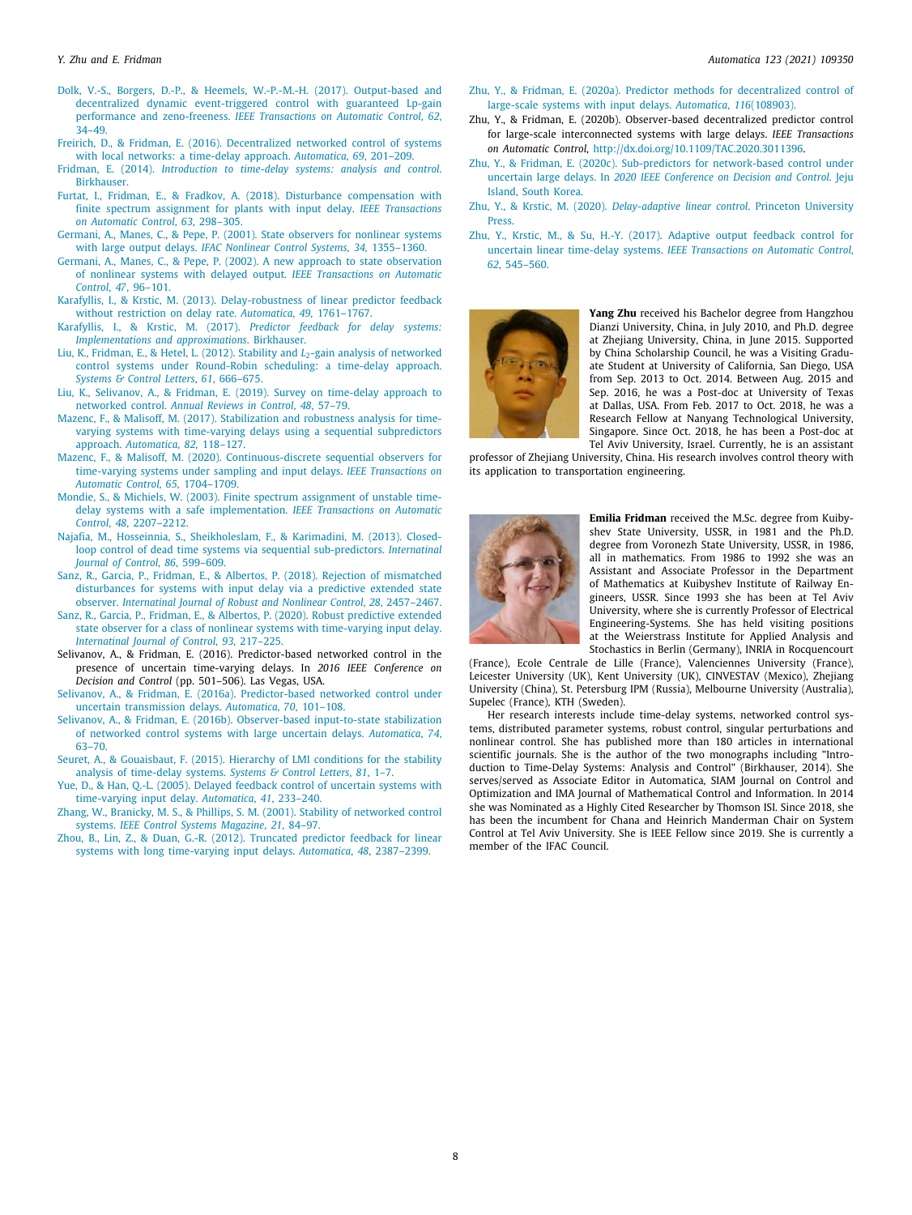Dolk, V.-S., Borgers, D.-P., & Heemels, W.-P.-M.-H. (2017). Output-based and decentralized dynamic event-triggered control with guaranteed Lp-gain performance and zeno-freeness. *IEEE Transactions on Automatic Control*, *62*, 34–49.

Freirich, D., & Fridman, E. (2016). Decentralized networked control of systems with local networks: a time-delay approach. *Automatica*, *69*, 201–209.

Fridman, E. (2014). *Introduction to time-delay systems: analysis and control*. Birkhauser.

Furtat, I., Fridman, E., & Fradkov, A. (2018). Disturbance compensation with finite spectrum assignment for plants with input delay. *IEEE Transactions on Automatic Control*, *63*, 298–305.

Germani, A., Manes, C., & Pepe, P. (2001). State observers for nonlinear systems with large output delays. *IFAC Nonlinear Control Systems*, *34*, 1355–1360.

Germani, A., Manes, C., & Pepe, P. (2002). A new approach to state observation of nonlinear systems with delayed output. *IEEE Transactions on Automatic Control*, *47*, 96–101.

Karafyllis, I., & Krstic, M. (2013). Delay-robustness of linear predictor feedback without restriction on delay rate. *Automatica*, *49*, 1761–1767.

Karafyllis, I., & Krstic, M. (2017). *Predictor feedback for delay systems: Implementations and approximations*. Birkhauser.

Liu, K., Fridman, E., & Hetel, L. (2012). Stability and $L_2$-gain analysis of networked control systems under Round-Robin scheduling: a time-delay approach. *Systems & Control Letters*, *61*, 666–675.

Liu, K., Selivanov, A., & Fridman, E. (2019). Survey on time-delay approach to networked control. *Annual Reviews in Control*, *48*, 57–79.

Mazenc, F., & Malisoff, M. (2017). Stabilization and robustness analysis for time-varying systems with time-varying delays using a sequential subpredictors approach. *Automatica*, *82*, 118–127.

Mazenc, F., & Malisoff, M. (2020). Continuous-discrete sequential observers for time-varying systems under sampling and input delays. *IEEE Transactions on Automatic Control*, *65*, 1704–1709.

Mondie, S., & Michiels, W. (2003). Finite spectrum assignment of unstable time-delay systems with a safe implementation. *IEEE Transactions on Automatic Control*, *48*, 2207–2212.

Najafia, M., Hosseinnia, S., Sheikholeslam, F., & Karimadini, M. (2013). Closed-loop control of dead time systems via sequential sub-predictors. *International Journal of Control*, *86*, 599–609.

Sanz, R., Garcia, P., Fridman, E., & Albertos, P. (2018). Rejection of mismatched disturbances for systems with input delay via a predictive extended state observer. *Internatinal Journal of Robust and Nonlinear Control*, *28*, 2457–2467.

Sanz, R., Garcia, P., Fridman, E., & Albertos, P. (2020). Robust predictive extended state observer for a class of nonlinear systems with time-varying input delay. *International Journal of Control*, *93*, 217–225.

Selivanov, A., & Fridman, E. (2016). Predictor-based networked control in the presence of uncertain time-varying delays. In *2016 IEEE Conference on Decision and Control* (pp. 501–506). Las Vegas, USA.

Selivanov, A., & Fridman, E. (2016a). Predictor-based networked control under uncertain transmission delays. *Automatica*, *70*, 101–108.

Selivanov, A., & Fridman, E. (2016b). Observer-based input-to-state stabilization of networked control systems with large uncertain delays. *Automatica*, *74*, 63–70.

Seuret, A., & Gouaisbaut, F. (2015). Hierarchy of LMI conditions for the stability analysis of time-delay systems. *Systems & Control Letters*, *81*, 1–7.

Yue, D., & Han, Q.-L. (2005). Delayed feedback control of uncertain systems with time-varying input delay. *Automatica*, *41*, 233–240.

Zhang, W., Branicky, M. S., & Phillips, S. M. (2001). Stability of networked control systems. *IEEE Control Systems Magazine*, *21*, 84–97.

Zhou, B., Lin, Z., & Duan, G.-R. (2012). Truncated predictor feedback for linear systems with long time-varying input delays. *Automatica*, *48*, 2387–2399.

Zhu, Y., & Fridman, E. (2020a). Predictor methods for decentralized control of large-scale systems with input delays. *Automatica*, *116*(108903).

Zhu, Y., & Fridman, E. (2020b). Observer-based decentralized predictor control for large-scale interconnected systems with large delays. *IEEE Transactions on Automatic Control*, http://dx.doi.org/10.1109/TAC.2020.3011396.

Zhu, Y., & Fridman, E. (2020c). Sub-predictors for network-based control under uncertain large delays. In *2020 IEEE Conference on Decision and Control*. Jeju Island, South Korea.

Zhu, Y., & Krstic, M. (2020). *Delay-adaptive linear control*. Princeton University Press.

Zhu, Y., Krstic, M., & Su, H.-Y. (2017). Adaptive output feedback control for uncertain linear time-delay systems. *IEEE Transactions on Automatic Control*, *62*, 545–560.

**Yang Zhu** received his Bachelor degree from Hangzhou Dianzi University, China, in July 2010, and Ph.D. degree at Zhejiang University, China, in June 2015. Supported by China Scholarship Council, he was a Visiting Graduate Student at University of California, San Diego, USA from Sep. 2013 to Oct. 2014. Between Aug. 2015 and Sep. 2016, he was a Post-doc at University of Texas at Dallas, USA. From Feb. 2017 to Oct. 2018, he was a Research Fellow at Nanyang Technological University, Singapore. Since Oct. 2018, he has been a Post-doc at Tel Aviv University, Israel. Currently, he is an assistant professor of Zhejiang University, China. His research involves control theory with its application to transportation engineering.

**Emilia Fridman** received the M.Sc. degree from Kuibyshev State University, USSR, in 1981 and the Ph.D. degree from Voronezh State University, USSR, in 1986, all in mathematics. From 1986 to 1992 she was an Assistant and Associate Professor in the Department of Mathematics at Kuibyshev Institute of Railway Engineers, USSR. Since 1993 she has been at Tel Aviv University, where she is currently Professor of Electrical Engineering-Systems. She has held visiting positions at the Weierstrass Institute for Applied Analysis and Stochastics in Berlin (Germany), INRIA in Rocquencourt (France), Ecole Centrale de Lille (France), Valenciennes University (France), Leicester University (UK), Kent University (UK), CINVESTAV (Mexico), Zhejiang University (China), St. Petersburg IPM (Russia), Melbourne University (Australia), Supelec (France), KTH (Sweden).

Her research interests include time-delay systems, networked control systems, distributed parameter systems, robust control, singular perturbations and nonlinear control. She has published more than 180 articles in international scientific journals. She is the author of the two monographs including "Introduction to Time-Delay Systems: Analysis and Control" (Birkhauser, 2014). She serves/served as Associate Editor in Automatica, SIAM Journal on Control and Optimization and IMA Journal of Mathematical Control and Information. In 2014 she was Nominated as a Highly Cited Researcher by Thomson ISI. Since 2018, she has been the incumbent for Chana and Heinrich Manderman Chair on System Control at Tel Aviv University. She is IEEE Fellow since 2019. She is currently a member of the IFAC Council.